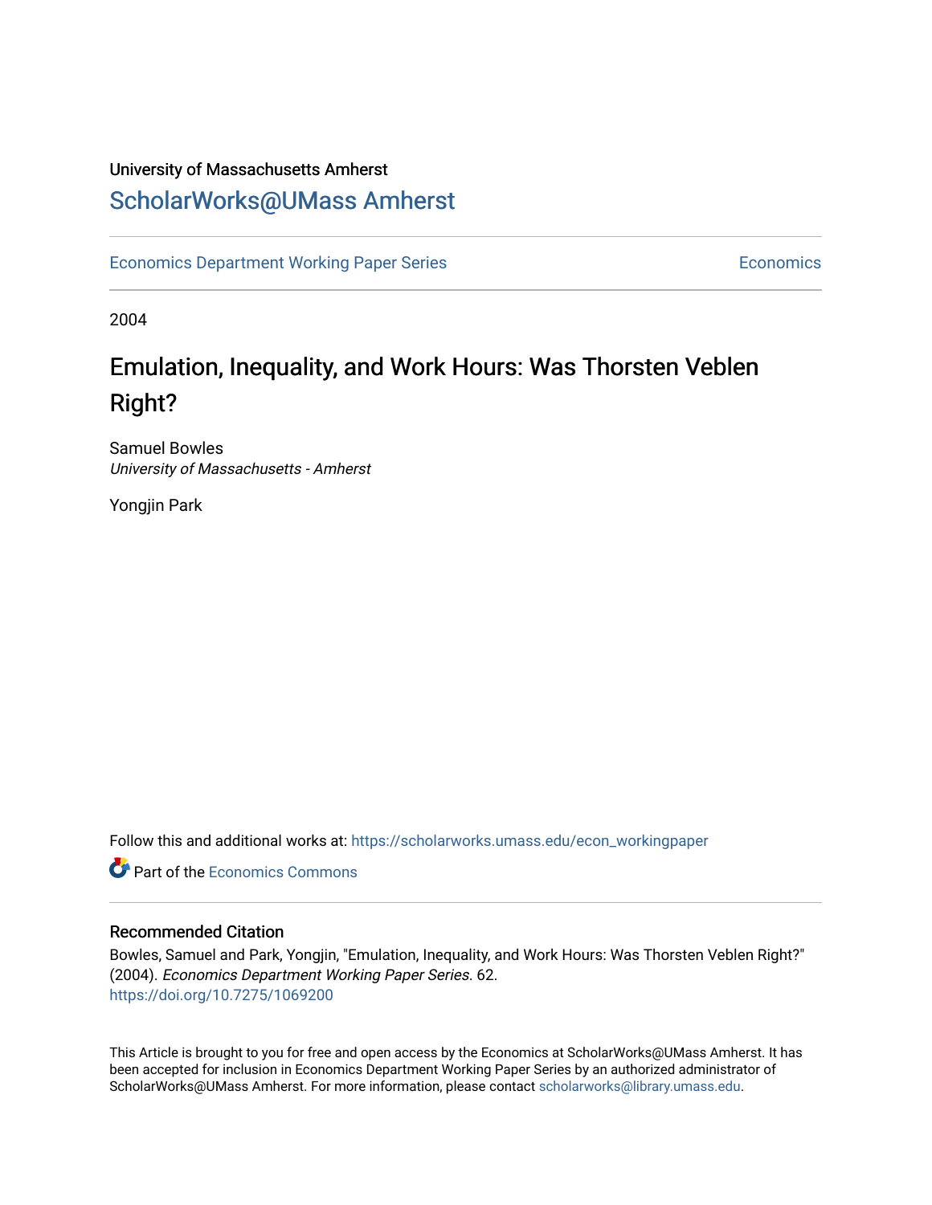University of Massachusetts Amherst

# ScholarWorks@UMass Amherst

Economics Department Working Paper Series | Economics

2004

# Emulation, Inequality, and Work Hours: Was Thorsten Veblen Right?

Samuel Bowles
*University of Massachusetts - Amherst*

Yongjin Park

Follow this and additional works at: https://scholarworks.umass.edu/econ_workingpaper

Part of the Economics Commons

## Recommended Citation

Bowles, Samuel and Park, Yongjin, "Emulation, Inequality, and Work Hours: Was Thorsten Veblen Right?" (2004). *Economics Department Working Paper Series*. 62.
https://doi.org/10.7275/1069200

This Article is brought to you for free and open access by the Economics at ScholarWorks@UMass Amherst. It has been accepted for inclusion in Economics Department Working Paper Series by an authorized administrator of ScholarWorks@UMass Amherst. For more information, please contact scholarworks@library.umass.edu.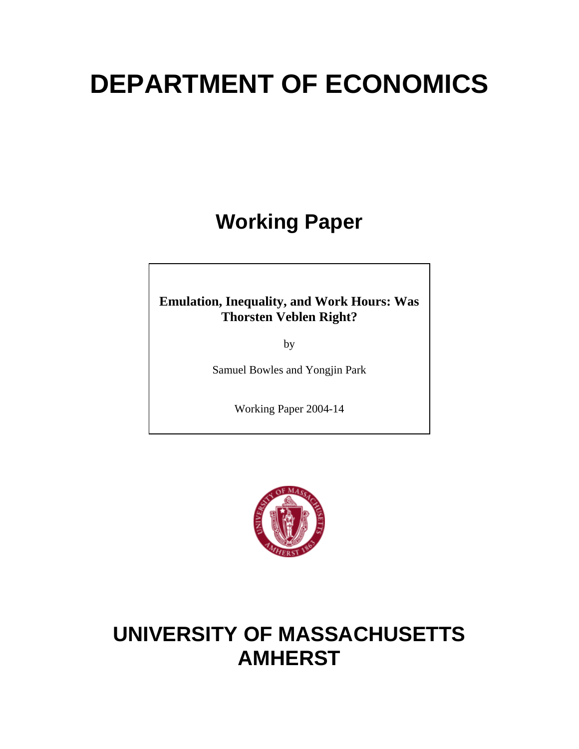# DEPARTMENT OF ECONOMICS

## Working Paper

**Emulation, Inequality, and Work Hours: Was Thorsten Veblen Right?**

by

Samuel Bowles and Yongjin Park

Working Paper 2004-14

# UNIVERSITY OF MASSACHUSETTS AMHERST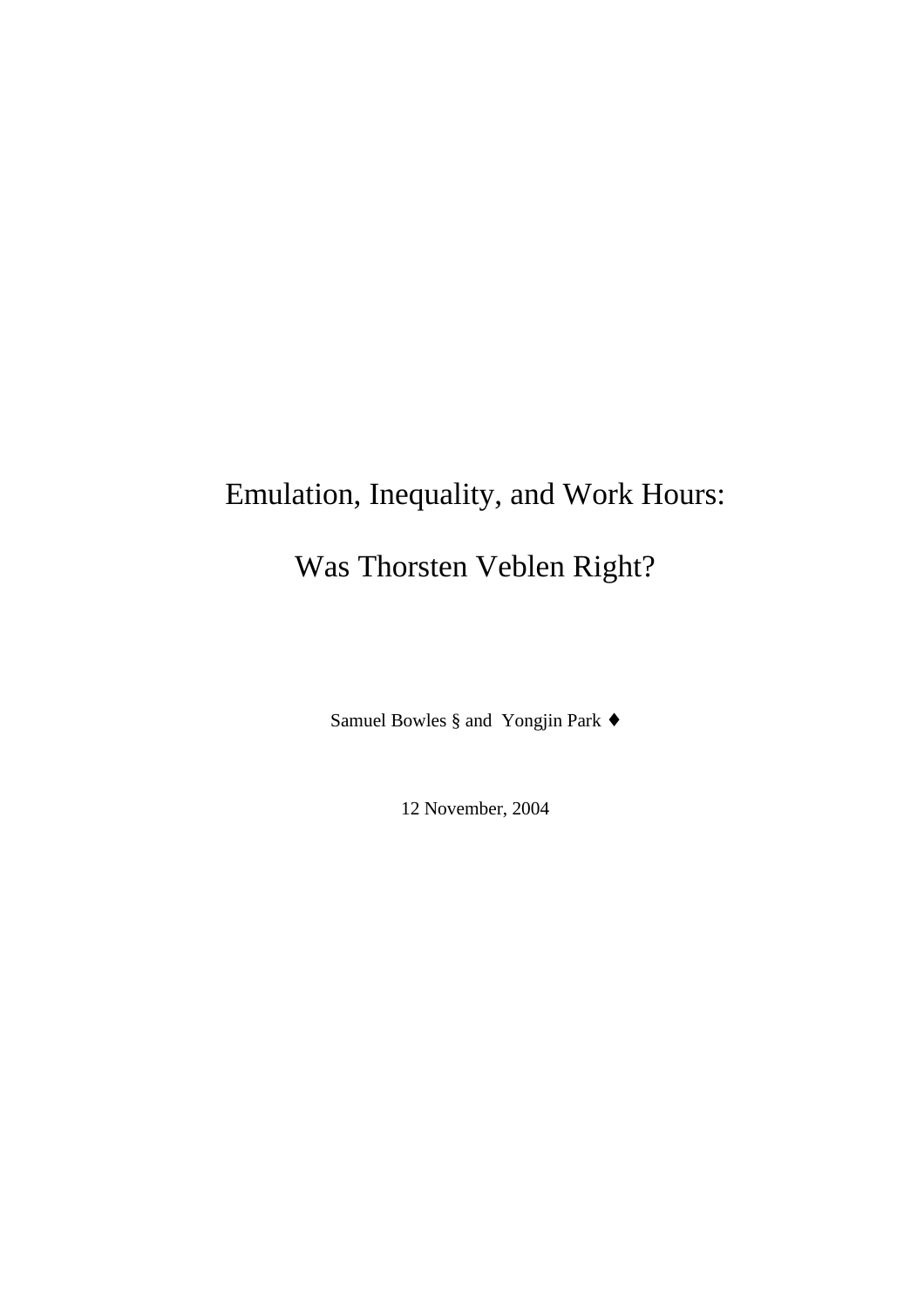# Emulation, Inequality, and Work Hours:

# Was Thorsten Veblen Right?

Samuel Bowles § and Yongjin Park ♦

12 November, 2004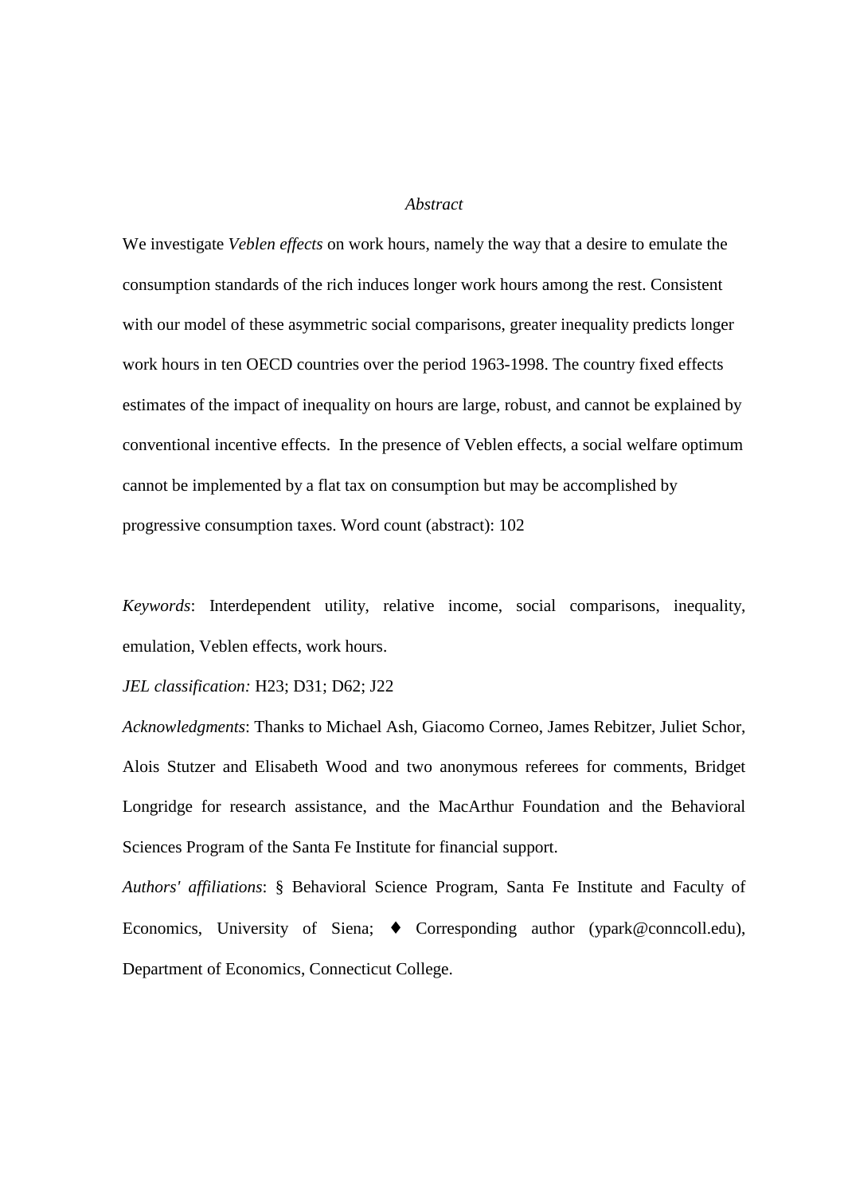*Abstract*

We investigate *Veblen effects* on work hours, namely the way that a desire to emulate the consumption standards of the rich induces longer work hours among the rest. Consistent with our model of these asymmetric social comparisons, greater inequality predicts longer work hours in ten OECD countries over the period 1963-1998. The country fixed effects estimates of the impact of inequality on hours are large, robust, and cannot be explained by conventional incentive effects. In the presence of Veblen effects, a social welfare optimum cannot be implemented by a flat tax on consumption but may be accomplished by progressive consumption taxes. Word count (abstract): 102

*Keywords*: Interdependent utility, relative income, social comparisons, inequality, emulation, Veblen effects, work hours.

*JEL classification:* H23; D31; D62; J22

*Acknowledgments*: Thanks to Michael Ash, Giacomo Corneo, James Rebitzer, Juliet Schor, Alois Stutzer and Elisabeth Wood and two anonymous referees for comments, Bridget Longridge for research assistance, and the MacArthur Foundation and the Behavioral Sciences Program of the Santa Fe Institute for financial support.

*Authors' affiliations*: § Behavioral Science Program, Santa Fe Institute and Faculty of Economics, University of Siena; ♦ Corresponding author (ypark@conncoll.edu), Department of Economics, Connecticut College.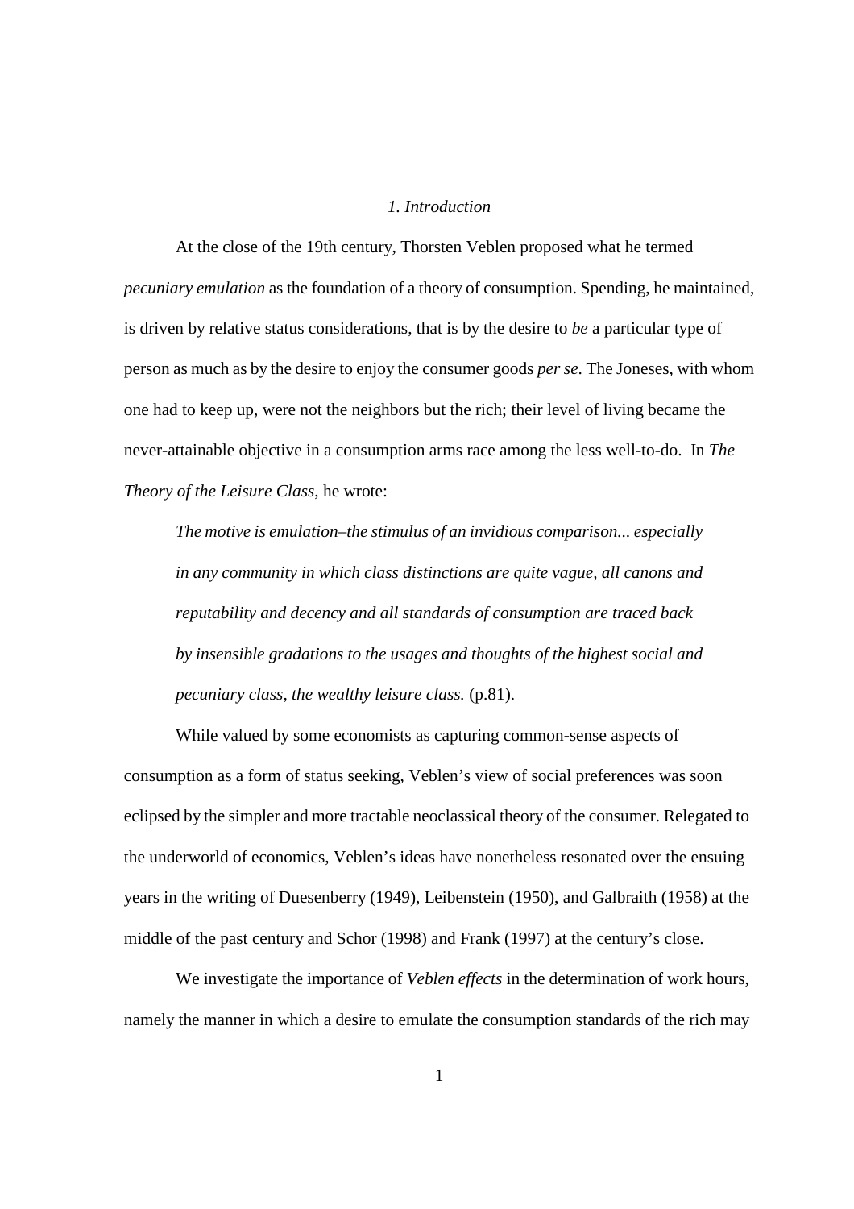## *1. Introduction*

At the close of the 19th century, Thorsten Veblen proposed what he termed *pecuniary emulation* as the foundation of a theory of consumption. Spending, he maintained, is driven by relative status considerations, that is by the desire to *be* a particular type of person as much as by the desire to enjoy the consumer goods *per se*. The Joneses, with whom one had to keep up, were not the neighbors but the rich; their level of living became the never-attainable objective in a consumption arms race among the less well-to-do. In *The Theory of the Leisure Class,* he wrote:

> *The motive is emulation–the stimulus of an invidious comparison... especially in any community in which class distinctions are quite vague, all canons and reputability and decency and all standards of consumption are traced back by insensible gradations to the usages and thoughts of the highest social and pecuniary class, the wealthy leisure class.* (p.81).

While valued by some economists as capturing common-sense aspects of consumption as a form of status seeking, Veblen's view of social preferences was soon eclipsed by the simpler and more tractable neoclassical theory of the consumer. Relegated to the underworld of economics, Veblen's ideas have nonetheless resonated over the ensuing years in the writing of Duesenberry (1949), Leibenstein (1950), and Galbraith (1958) at the middle of the past century and Schor (1998) and Frank (1997) at the century's close.

We investigate the importance of *Veblen effects* in the determination of work hours, namely the manner in which a desire to emulate the consumption standards of the rich may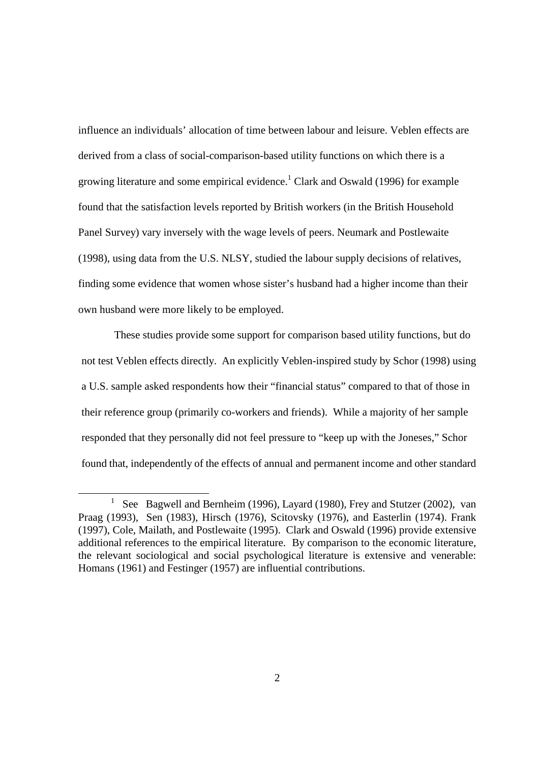influence an individuals' allocation of time between labour and leisure. Veblen effects are derived from a class of social-comparison-based utility functions on which there is a growing literature and some empirical evidence.[1] Clark and Oswald (1996) for example found that the satisfaction levels reported by British workers (in the British Household Panel Survey) vary inversely with the wage levels of peers. Neumark and Postlewaite (1998), using data from the U.S. NLSY, studied the labour supply decisions of relatives, finding some evidence that women whose sister's husband had a higher income than their own husband were more likely to be employed.

These studies provide some support for comparison based utility functions, but do not test Veblen effects directly. An explicitly Veblen-inspired study by Schor (1998) using a U.S. sample asked respondents how their "financial status" compared to that of those in their reference group (primarily co-workers and friends). While a majority of her sample responded that they personally did not feel pressure to "keep up with the Joneses," Schor found that, independently of the effects of annual and permanent income and other standard

---

[1] See Bagwell and Bernheim (1996), Layard (1980), Frey and Stutzer (2002), van Praag (1993), Sen (1983), Hirsch (1976), Scitovsky (1976), and Easterlin (1974). Frank (1997), Cole, Mailath, and Postlewaite (1995). Clark and Oswald (1996) provide extensive additional references to the empirical literature. By comparison to the economic literature, the relevant sociological and social psychological literature is extensive and venerable: Homans (1961) and Festinger (1957) are influential contributions.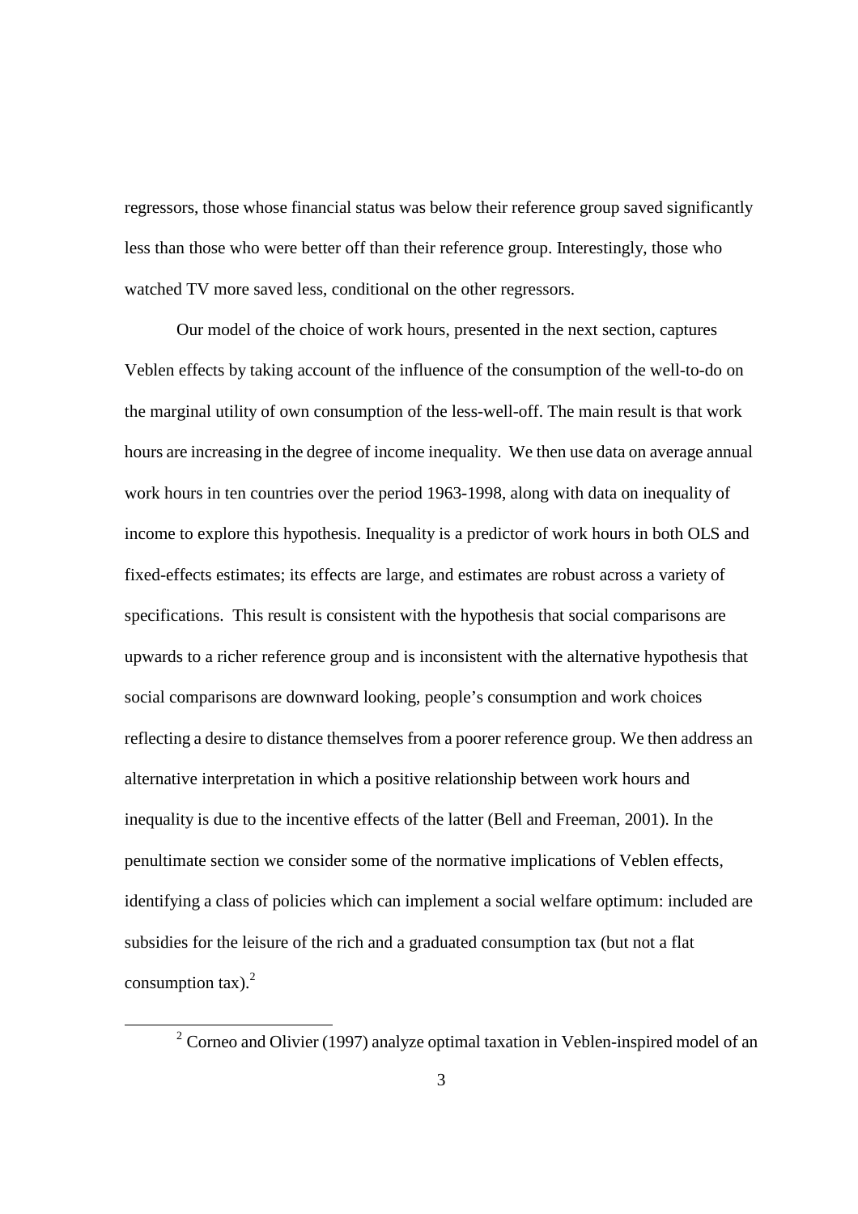regressors, those whose financial status was below their reference group saved significantly less than those who were better off than their reference group. Interestingly, those who watched TV more saved less, conditional on the other regressors.

Our model of the choice of work hours, presented in the next section, captures Veblen effects by taking account of the influence of the consumption of the well-to-do on the marginal utility of own consumption of the less-well-off. The main result is that work hours are increasing in the degree of income inequality. We then use data on average annual work hours in ten countries over the period 1963-1998, along with data on inequality of income to explore this hypothesis. Inequality is a predictor of work hours in both OLS and fixed-effects estimates; its effects are large, and estimates are robust across a variety of specifications. This result is consistent with the hypothesis that social comparisons are upwards to a richer reference group and is inconsistent with the alternative hypothesis that social comparisons are downward looking, people's consumption and work choices reflecting a desire to distance themselves from a poorer reference group. We then address an alternative interpretation in which a positive relationship between work hours and inequality is due to the incentive effects of the latter (Bell and Freeman, 2001). In the penultimate section we consider some of the normative implications of Veblen effects, identifying a class of policies which can implement a social welfare optimum: included are subsidies for the leisure of the rich and a graduated consumption tax (but not a flat consumption tax).[2]

[2] Corneo and Olivier (1997) analyze optimal taxation in Veblen-inspired model of an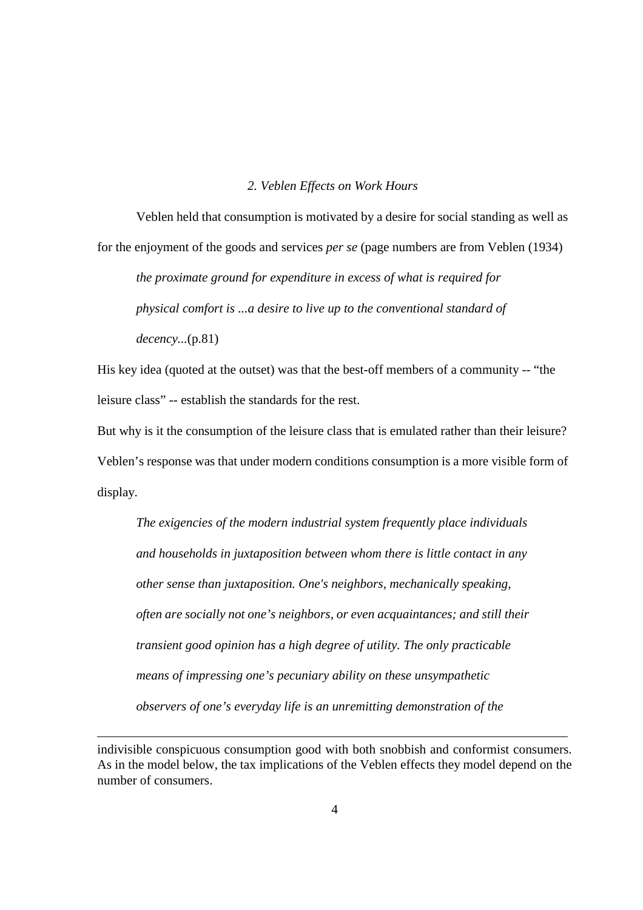## *2. Veblen Effects on Work Hours*

Veblen held that consumption is motivated by a desire for social standing as well as for the enjoyment of the goods and services *per se* (page numbers are from Veblen (1934)

> *the proximate ground for expenditure in excess of what is required for physical comfort is ...a desire to live up to the conventional standard of decency...*(p.81)

His key idea (quoted at the outset) was that the best-off members of a community -- "the leisure class" -- establish the standards for the rest.

But why is it the consumption of the leisure class that is emulated rather than their leisure? Veblen's response was that under modern conditions consumption is a more visible form of display.

> *The exigencies of the modern industrial system frequently place individuals and households in juxtaposition between whom there is little contact in any other sense than juxtaposition. One's neighbors, mechanically speaking, often are socially not one's neighbors, or even acquaintances; and still their transient good opinion has a high degree of utility. The only practicable means of impressing one's pecuniary ability on these unsympathetic observers of one's everyday life is an unremitting demonstration of the*

---

indivisible conspicuous consumption good with both snobbish and conformist consumers. As in the model below, the tax implications of the Veblen effects they model depend on the number of consumers.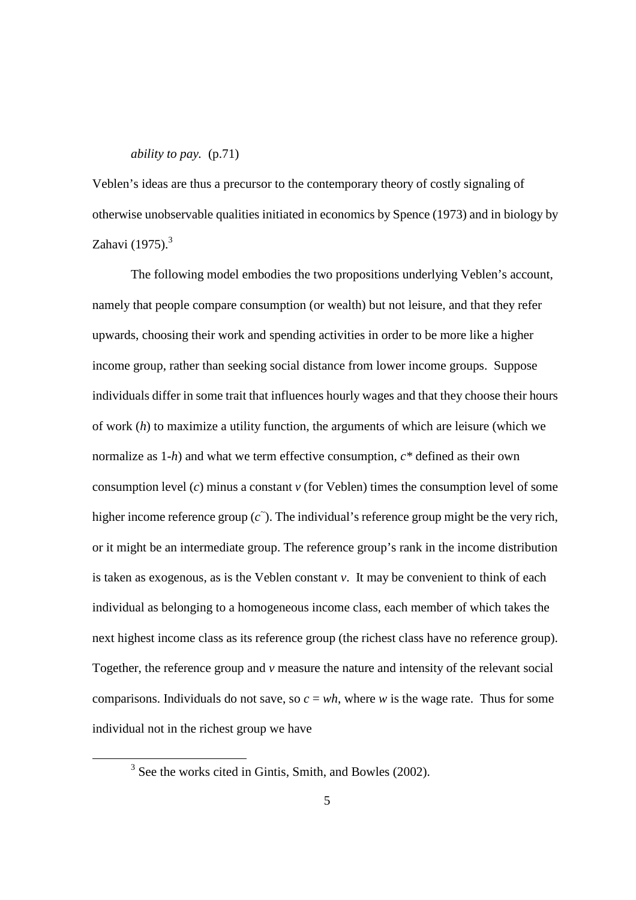*ability to pay.* (p.71)

Veblen's ideas are thus a precursor to the contemporary theory of costly signaling of otherwise unobservable qualities initiated in economics by Spence (1973) and in biology by Zahavi (1975).[3]

The following model embodies the two propositions underlying Veblen's account, namely that people compare consumption (or wealth) but not leisure, and that they refer upwards, choosing their work and spending activities in order to be more like a higher income group, rather than seeking social distance from lower income groups. Suppose individuals differ in some trait that influences hourly wages and that they choose their hours of work ($h$) to maximize a utility function, the arguments of which are leisure (which we normalize as $1-h$) and what we term effective consumption, $c^*$ defined as their own consumption level ($c$) minus a constant $v$ (for Veblen) times the consumption level of some higher income reference group ($\tilde{c}$). The individual's reference group might be the very rich, or it might be an intermediate group. The reference group's rank in the income distribution is taken as exogenous, as is the Veblen constant $v$. It may be convenient to think of each individual as belonging to a homogeneous income class, each member of which takes the next highest income class as its reference group (the richest class have no reference group). Together, the reference group and $v$ measure the nature and intensity of the relevant social comparisons. Individuals do not save, so $c = wh$, where $w$ is the wage rate. Thus for some individual not in the richest group we have

[3] See the works cited in Gintis, Smith, and Bowles (2002).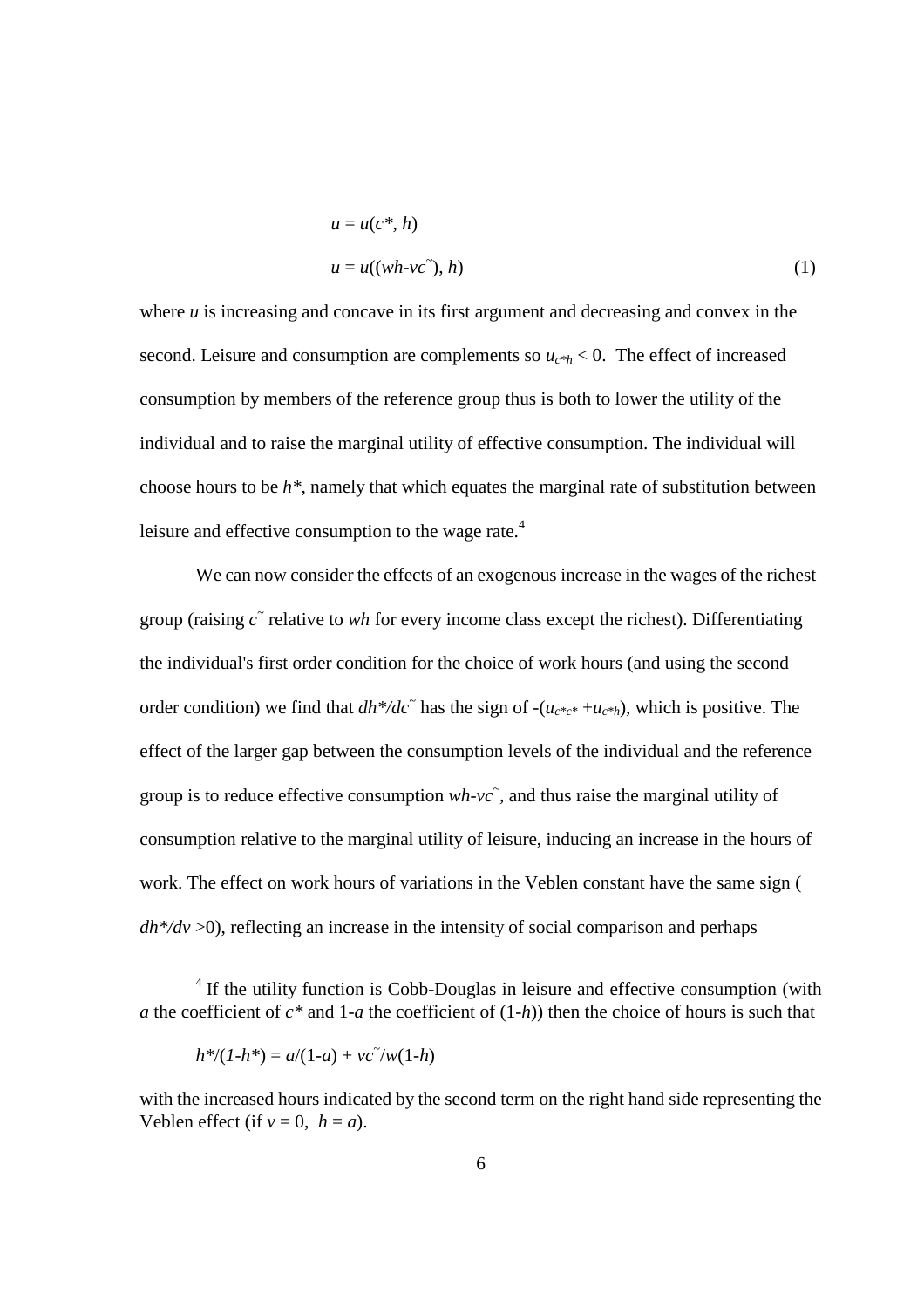$$u = u(c^*, h)$$

$$u = u((wh\text{-}v\tilde{c}), h) \tag{1}$$

where $u$ is increasing and concave in its first argument and decreasing and convex in the second. Leisure and consumption are complements so $u_{c^*h} < 0$. The effect of increased consumption by members of the reference group thus is both to lower the utility of the individual and to raise the marginal utility of effective consumption. The individual will choose hours to be $h^*$, namely that which equates the marginal rate of substitution between leisure and effective consumption to the wage rate.[4]

We can now consider the effects of an exogenous increase in the wages of the richest group (raising $\tilde{c}$ relative to $wh$ for every income class except the richest). Differentiating the individual's first order condition for the choice of work hours (and using the second order condition) we find that $dh^*/d\tilde{c}$ has the sign of $-(u_{c^*c^*} + u_{c^*h})$, which is positive. The effect of the larger gap between the consumption levels of the individual and the reference group is to reduce effective consumption $wh\text{-}v\tilde{c}$, and thus raise the marginal utility of consumption relative to the marginal utility of leisure, inducing an increase in the hours of work. The effect on work hours of variations in the Veblen constant have the same sign ( $dh^*/dv > 0$), reflecting an increase in the intensity of social comparison and perhaps

---

[4] If the utility function is Cobb-Douglas in leisure and effective consumption (with $a$ the coefficient of $c^*$ and 1-$a$ the coefficient of (1-$h$)) then the choice of hours is such that

$$h^*/(1\text{-}h^*) = a/(1\text{-}a) + v\tilde{c}/w(1\text{-}h)$$

with the increased hours indicated by the second term on the right hand side representing the Veblen effect (if $v = 0$, $h = a$).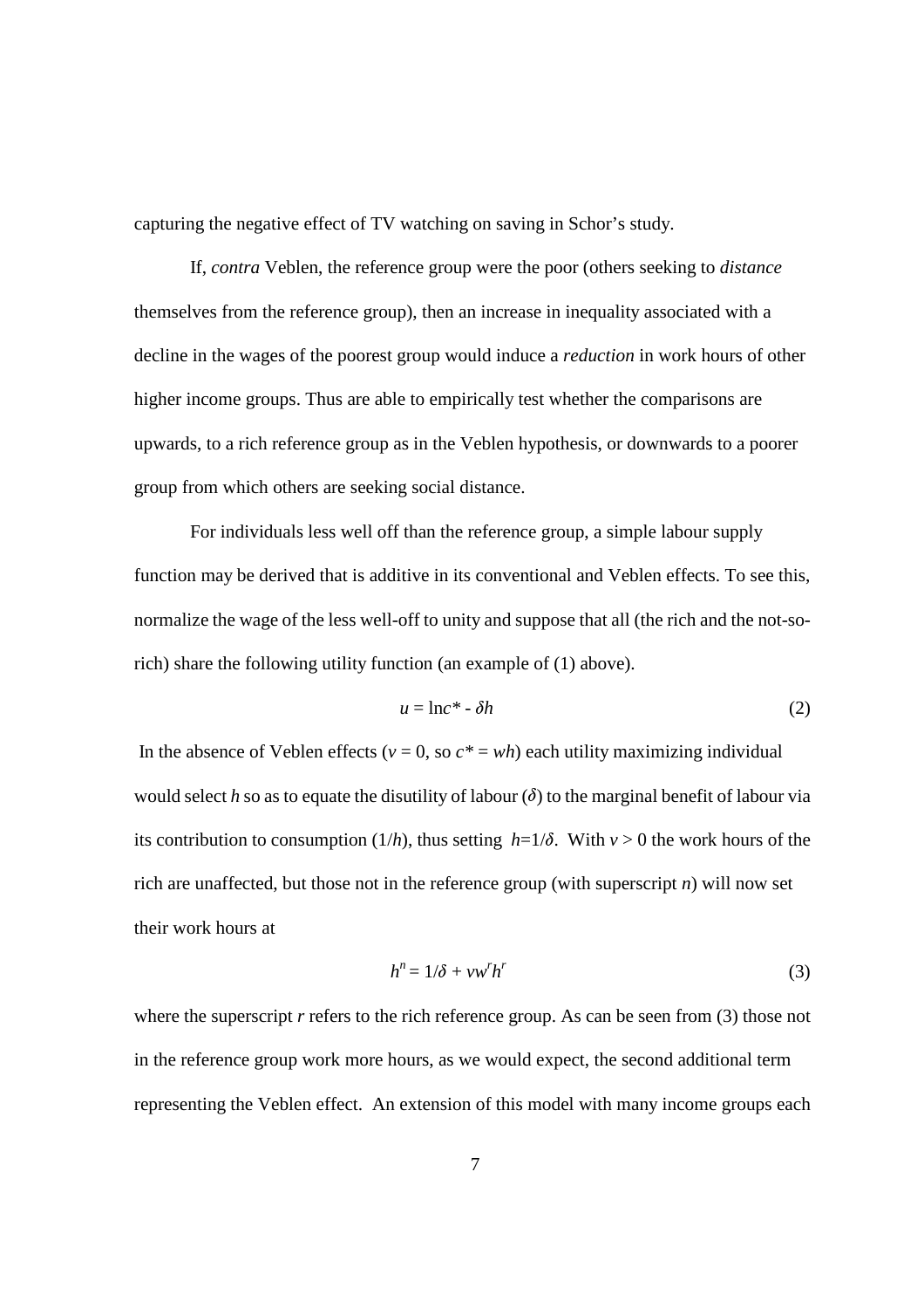capturing the negative effect of TV watching on saving in Schor's study.

If, *contra* Veblen, the reference group were the poor (others seeking to *distance* themselves from the reference group), then an increase in inequality associated with a decline in the wages of the poorest group would induce a *reduction* in work hours of other higher income groups. Thus are able to empirically test whether the comparisons are upwards, to a rich reference group as in the Veblen hypothesis, or downwards to a poorer group from which others are seeking social distance.

For individuals less well off than the reference group, a simple labour supply function may be derived that is additive in its conventional and Veblen effects. To see this, normalize the wage of the less well-off to unity and suppose that all (the rich and the not-so-rich) share the following utility function (an example of (1) above).

$$u = \ln c^* - \delta h \tag{2}$$

In the absence of Veblen effects ($v = 0$, so $c^* = wh$) each utility maximizing individual would select $h$ so as to equate the disutility of labour ($\delta$) to the marginal benefit of labour via its contribution to consumption ($1/h$), thus setting $h = 1/\delta$. With $v > 0$ the work hours of the rich are unaffected, but those not in the reference group (with superscript $n$) will now set their work hours at

$$h^n = 1/\delta + vw^r h^r \tag{3}$$

where the superscript $r$ refers to the rich reference group. As can be seen from (3) those not in the reference group work more hours, as we would expect, the second additional term representing the Veblen effect. An extension of this model with many income groups each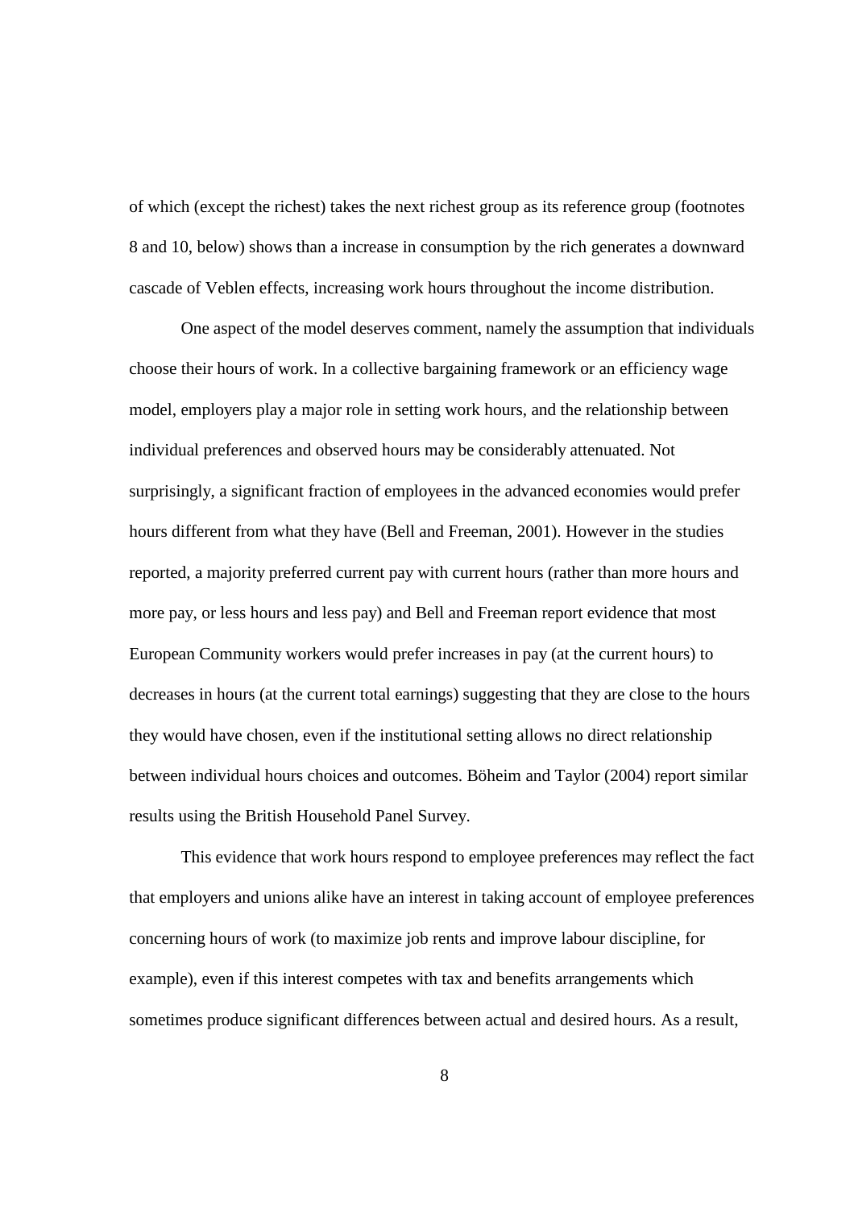of which (except the richest) takes the next richest group as its reference group (footnotes 8 and 10, below) shows than a increase in consumption by the rich generates a downward cascade of Veblen effects, increasing work hours throughout the income distribution.

One aspect of the model deserves comment, namely the assumption that individuals choose their hours of work. In a collective bargaining framework or an efficiency wage model, employers play a major role in setting work hours, and the relationship between individual preferences and observed hours may be considerably attenuated. Not surprisingly, a significant fraction of employees in the advanced economies would prefer hours different from what they have (Bell and Freeman, 2001). However in the studies reported, a majority preferred current pay with current hours (rather than more hours and more pay, or less hours and less pay) and Bell and Freeman report evidence that most European Community workers would prefer increases in pay (at the current hours) to decreases in hours (at the current total earnings) suggesting that they are close to the hours they would have chosen, even if the institutional setting allows no direct relationship between individual hours choices and outcomes. Böheim and Taylor (2004) report similar results using the British Household Panel Survey.

This evidence that work hours respond to employee preferences may reflect the fact that employers and unions alike have an interest in taking account of employee preferences concerning hours of work (to maximize job rents and improve labour discipline, for example), even if this interest competes with tax and benefits arrangements which sometimes produce significant differences between actual and desired hours. As a result,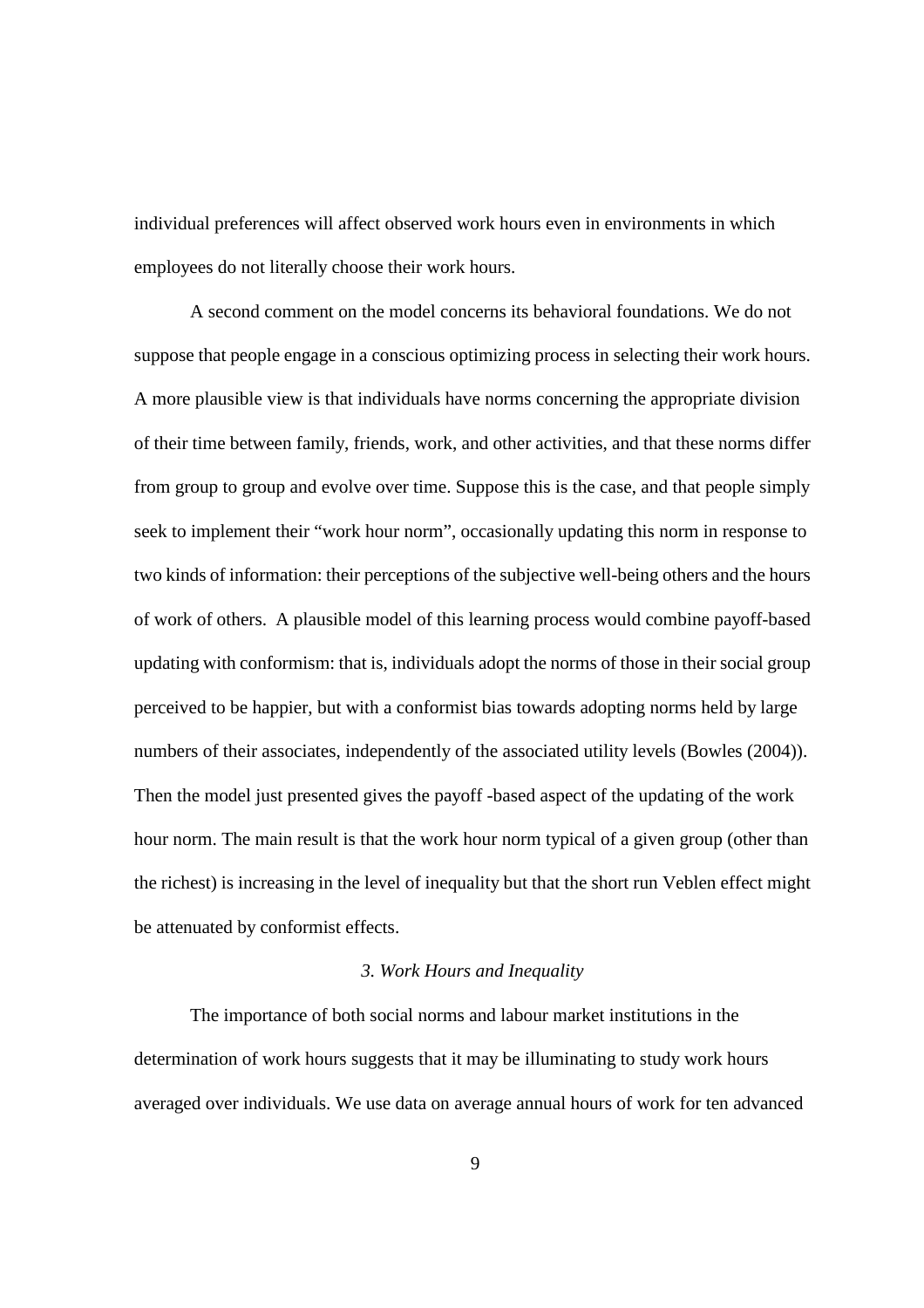individual preferences will affect observed work hours even in environments in which employees do not literally choose their work hours.

A second comment on the model concerns its behavioral foundations. We do not suppose that people engage in a conscious optimizing process in selecting their work hours. A more plausible view is that individuals have norms concerning the appropriate division of their time between family, friends, work, and other activities, and that these norms differ from group to group and evolve over time. Suppose this is the case, and that people simply seek to implement their "work hour norm", occasionally updating this norm in response to two kinds of information: their perceptions of the subjective well-being others and the hours of work of others. A plausible model of this learning process would combine payoff-based updating with conformism: that is, individuals adopt the norms of those in their social group perceived to be happier, but with a conformist bias towards adopting norms held by large numbers of their associates, independently of the associated utility levels (Bowles (2004)). Then the model just presented gives the payoff -based aspect of the updating of the work hour norm. The main result is that the work hour norm typical of a given group (other than the richest) is increasing in the level of inequality but that the short run Veblen effect might be attenuated by conformist effects.

### *3. Work Hours and Inequality*

The importance of both social norms and labour market institutions in the determination of work hours suggests that it may be illuminating to study work hours averaged over individuals. We use data on average annual hours of work for ten advanced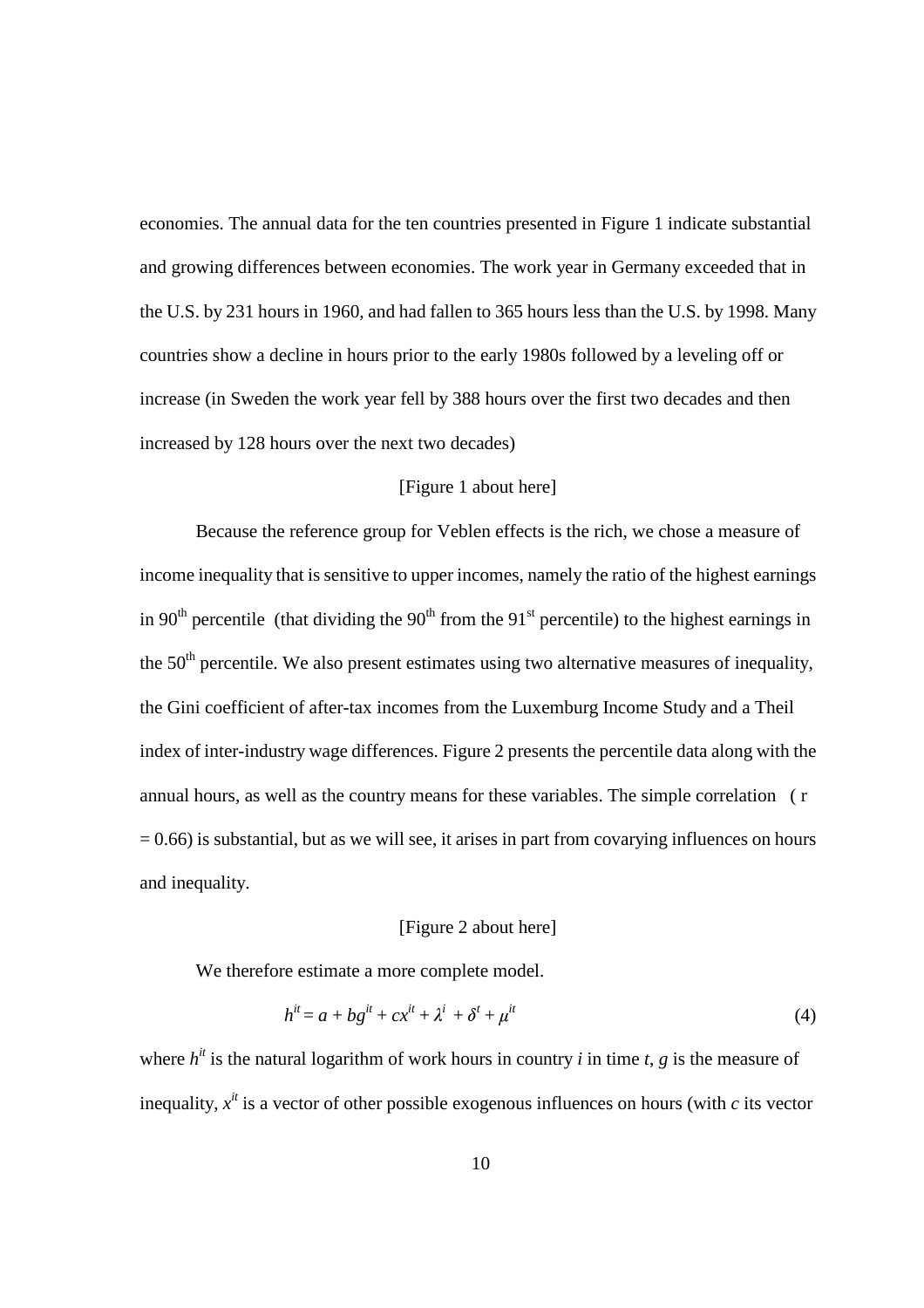economies. The annual data for the ten countries presented in Figure 1 indicate substantial and growing differences between economies. The work year in Germany exceeded that in the U.S. by 231 hours in 1960, and had fallen to 365 hours less than the U.S. by 1998. Many countries show a decline in hours prior to the early 1980s followed by a leveling off or increase (in Sweden the work year fell by 388 hours over the first two decades and then increased by 128 hours over the next two decades)

[Figure 1 about here]

Because the reference group for Veblen effects is the rich, we chose a measure of income inequality that is sensitive to upper incomes, namely the ratio of the highest earnings in 90th percentile (that dividing the 90th from the 91st percentile) to the highest earnings in the 50th percentile. We also present estimates using two alternative measures of inequality, the Gini coefficient of after-tax incomes from the Luxemburg Income Study and a Theil index of inter-industry wage differences. Figure 2 presents the percentile data along with the annual hours, as well as the country means for these variables. The simple correlation ( $r = 0.66$) is substantial, but as we will see, it arises in part from covarying influences on hours and inequality.

[Figure 2 about here]

We therefore estimate a more complete model.

$$h^{it} = a + bg^{it} + cx^{it} + \lambda^{i} + \delta^{t} + \mu^{it} \tag{4}$$

where $h^{it}$ is the natural logarithm of work hours in country $i$ in time $t$, $g$ is the measure of inequality, $x^{it}$ is a vector of other possible exogenous influences on hours (with $c$ its vector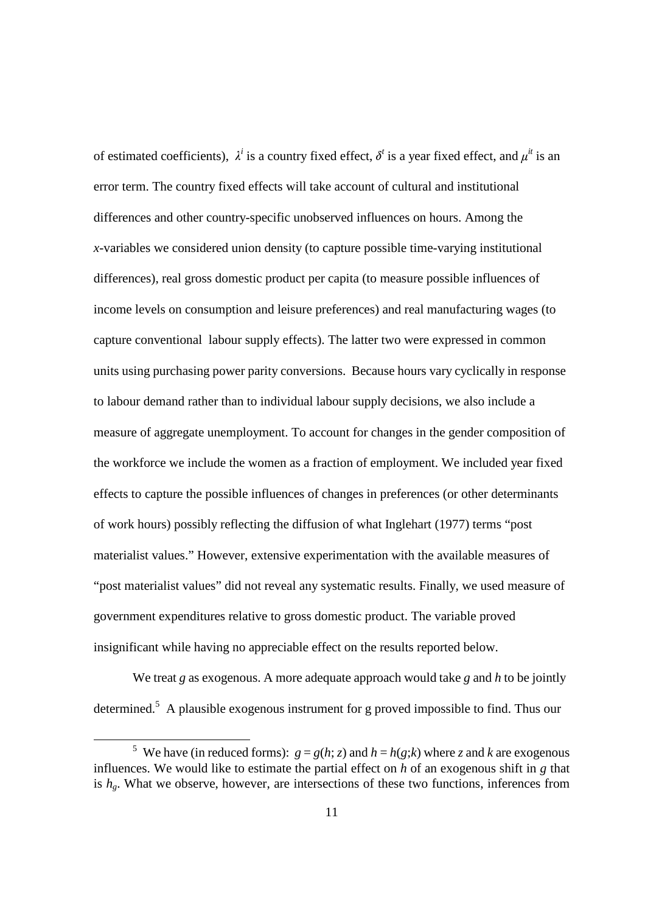of estimated coefficients), $\lambda^i$ is a country fixed effect, $\delta^t$ is a year fixed effect, and $\mu^{it}$ is an error term. The country fixed effects will take account of cultural and institutional differences and other country-specific unobserved influences on hours. Among the *x*-variables we considered union density (to capture possible time-varying institutional differences), real gross domestic product per capita (to measure possible influences of income levels on consumption and leisure preferences) and real manufacturing wages (to capture conventional labour supply effects). The latter two were expressed in common units using purchasing power parity conversions. Because hours vary cyclically in response to labour demand rather than to individual labour supply decisions, we also include a measure of aggregate unemployment. To account for changes in the gender composition of the workforce we include the women as a fraction of employment. We included year fixed effects to capture the possible influences of changes in preferences (or other determinants of work hours) possibly reflecting the diffusion of what Inglehart (1977) terms "post materialist values." However, extensive experimentation with the available measures of "post materialist values" did not reveal any systematic results. Finally, we used measure of government expenditures relative to gross domestic product. The variable proved insignificant while having no appreciable effect on the results reported below.

We treat *g* as exogenous. A more adequate approach would take *g* and *h* to be jointly determined.[5] A plausible exogenous instrument for g proved impossible to find. Thus our

[5] We have (in reduced forms): $g = g(h; z)$ and $h = h(g;k)$ where *z* and *k* are exogenous influences. We would like to estimate the partial effect on *h* of an exogenous shift in *g* that is $h_g$. What we observe, however, are intersections of these two functions, inferences from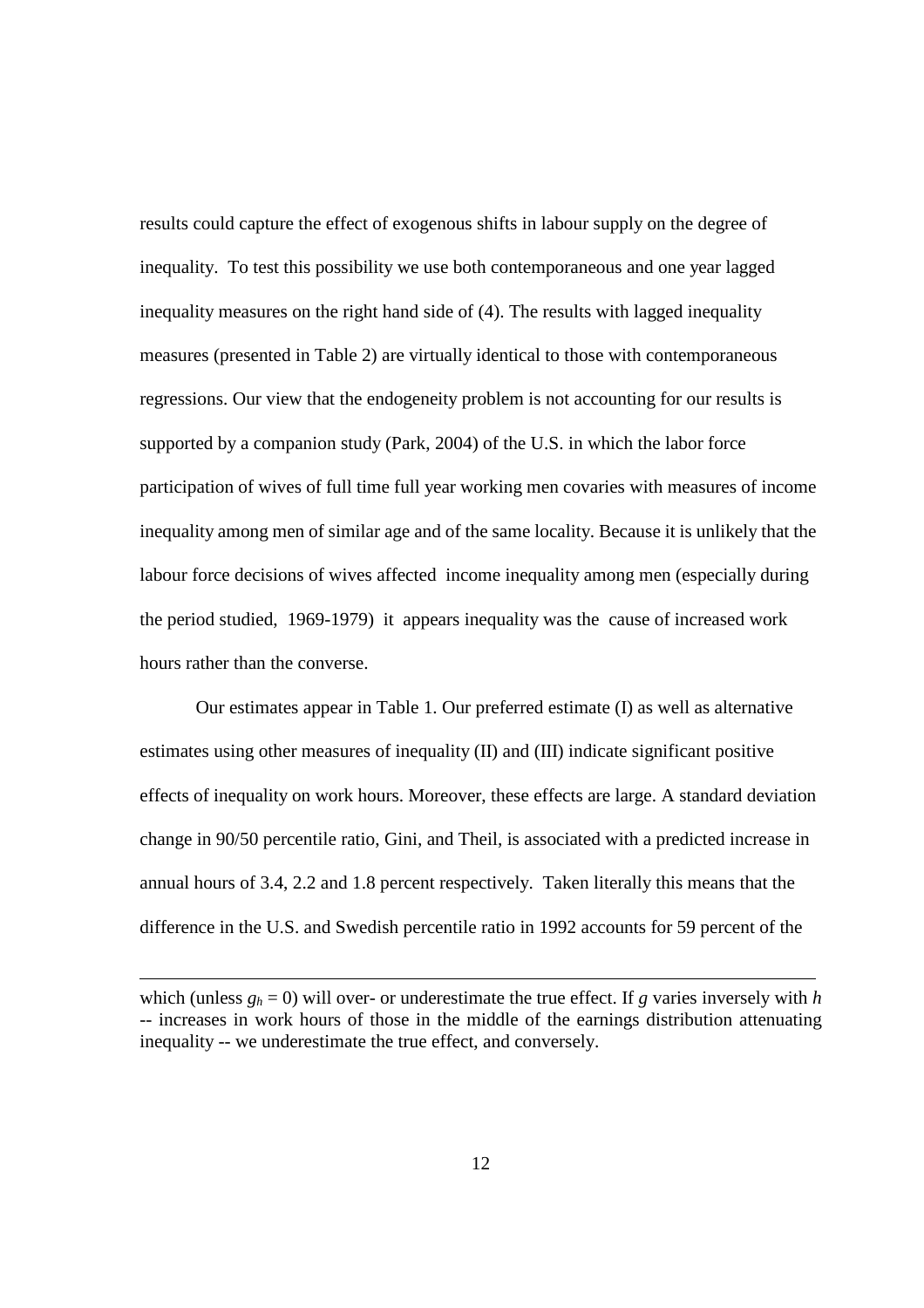results could capture the effect of exogenous shifts in labour supply on the degree of inequality. To test this possibility we use both contemporaneous and one year lagged inequality measures on the right hand side of (4). The results with lagged inequality measures (presented in Table 2) are virtually identical to those with contemporaneous regressions. Our view that the endogeneity problem is not accounting for our results is supported by a companion study (Park, 2004) of the U.S. in which the labor force participation of wives of full time full year working men covaries with measures of income inequality among men of similar age and of the same locality. Because it is unlikely that the labour force decisions of wives affected income inequality among men (especially during the period studied, 1969-1979) it appears inequality was the cause of increased work hours rather than the converse.

Our estimates appear in Table 1. Our preferred estimate (I) as well as alternative estimates using other measures of inequality (II) and (III) indicate significant positive effects of inequality on work hours. Moreover, these effects are large. A standard deviation change in 90/50 percentile ratio, Gini, and Theil, is associated with a predicted increase in annual hours of 3.4, 2.2 and 1.8 percent respectively. Taken literally this means that the difference in the U.S. and Swedish percentile ratio in 1992 accounts for 59 percent of the

---

which (unless $g_h = 0$) will over- or underestimate the true effect. If $g$ varies inversely with $h$ -- increases in work hours of those in the middle of the earnings distribution attenuating inequality -- we underestimate the true effect, and conversely.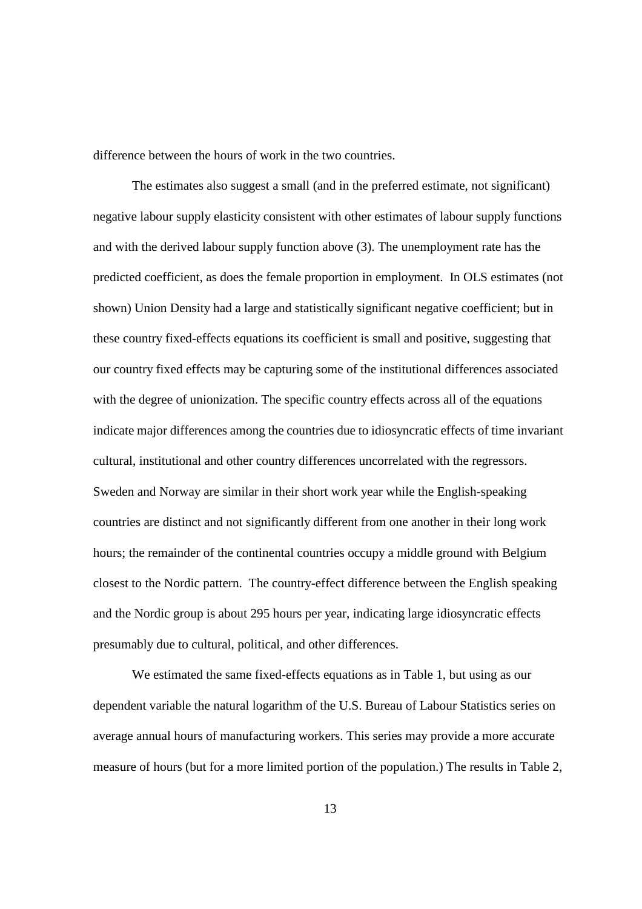difference between the hours of work in the two countries.

The estimates also suggest a small (and in the preferred estimate, not significant) negative labour supply elasticity consistent with other estimates of labour supply functions and with the derived labour supply function above (3). The unemployment rate has the predicted coefficient, as does the female proportion in employment. In OLS estimates (not shown) Union Density had a large and statistically significant negative coefficient; but in these country fixed-effects equations its coefficient is small and positive, suggesting that our country fixed effects may be capturing some of the institutional differences associated with the degree of unionization. The specific country effects across all of the equations indicate major differences among the countries due to idiosyncratic effects of time invariant cultural, institutional and other country differences uncorrelated with the regressors. Sweden and Norway are similar in their short work year while the English-speaking countries are distinct and not significantly different from one another in their long work hours; the remainder of the continental countries occupy a middle ground with Belgium closest to the Nordic pattern. The country-effect difference between the English speaking and the Nordic group is about 295 hours per year, indicating large idiosyncratic effects presumably due to cultural, political, and other differences.

We estimated the same fixed-effects equations as in Table 1, but using as our dependent variable the natural logarithm of the U.S. Bureau of Labour Statistics series on average annual hours of manufacturing workers. This series may provide a more accurate measure of hours (but for a more limited portion of the population.) The results in Table 2,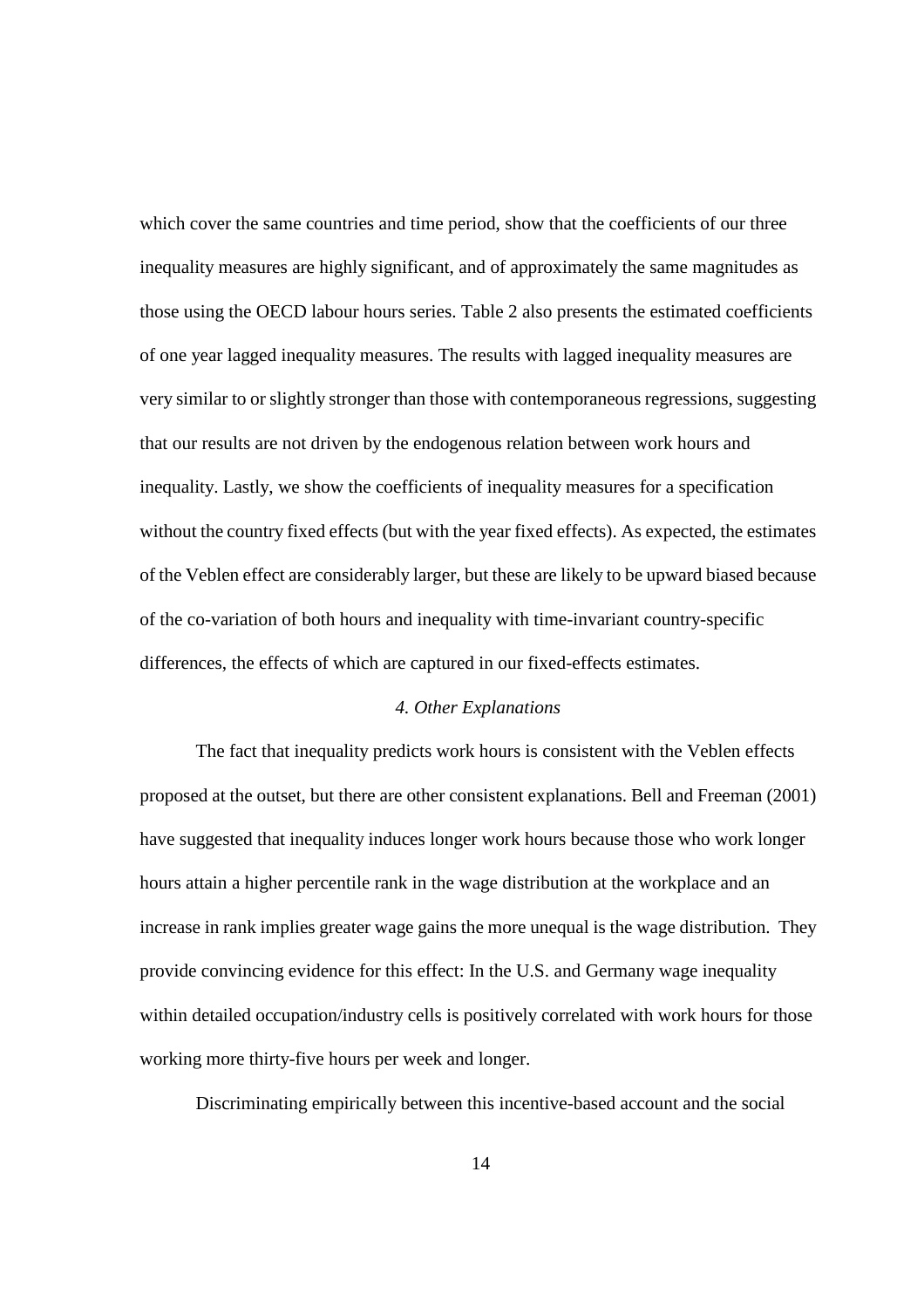which cover the same countries and time period, show that the coefficients of our three inequality measures are highly significant, and of approximately the same magnitudes as those using the OECD labour hours series. Table 2 also presents the estimated coefficients of one year lagged inequality measures. The results with lagged inequality measures are very similar to or slightly stronger than those with contemporaneous regressions, suggesting that our results are not driven by the endogenous relation between work hours and inequality. Lastly, we show the coefficients of inequality measures for a specification without the country fixed effects (but with the year fixed effects). As expected, the estimates of the Veblen effect are considerably larger, but these are likely to be upward biased because of the co-variation of both hours and inequality with time-invariant country-specific differences, the effects of which are captured in our fixed-effects estimates.

### *4. Other Explanations*

The fact that inequality predicts work hours is consistent with the Veblen effects proposed at the outset, but there are other consistent explanations. Bell and Freeman (2001) have suggested that inequality induces longer work hours because those who work longer hours attain a higher percentile rank in the wage distribution at the workplace and an increase in rank implies greater wage gains the more unequal is the wage distribution. They provide convincing evidence for this effect: In the U.S. and Germany wage inequality within detailed occupation/industry cells is positively correlated with work hours for those working more thirty-five hours per week and longer.

Discriminating empirically between this incentive-based account and the social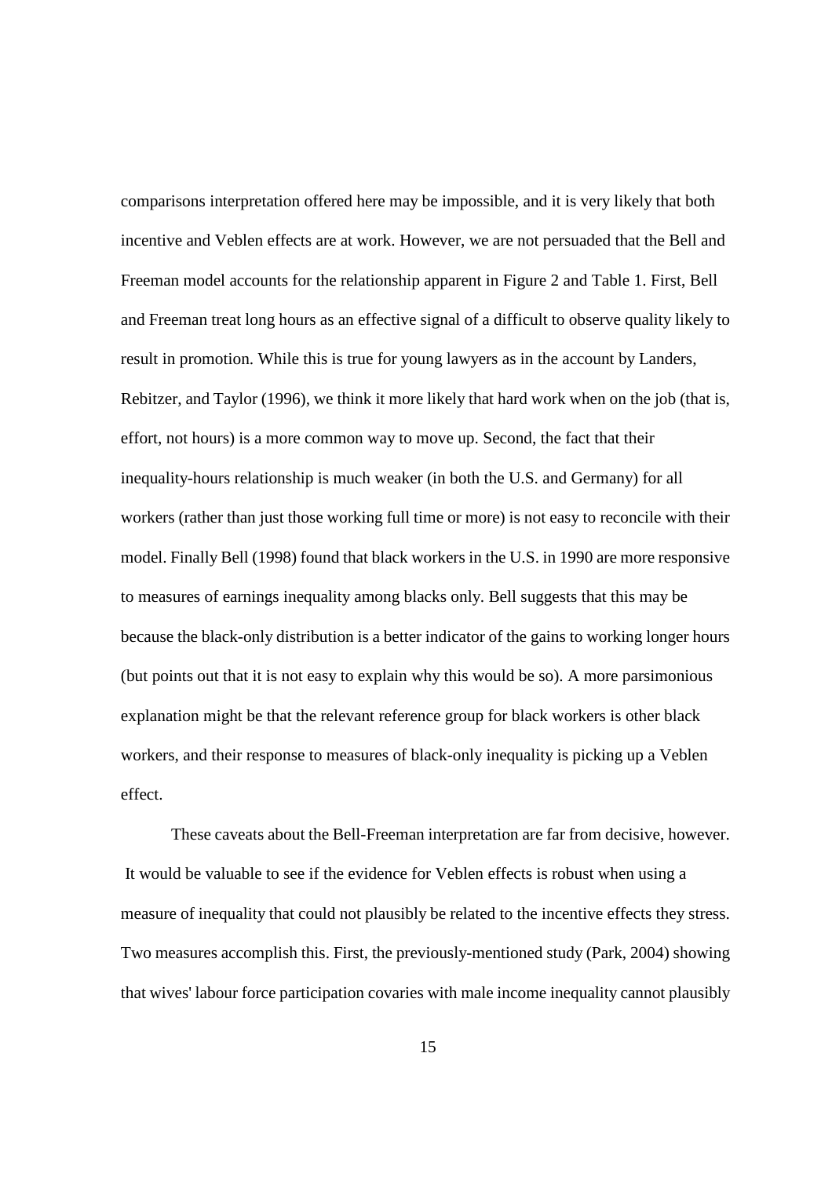comparisons interpretation offered here may be impossible, and it is very likely that both incentive and Veblen effects are at work. However, we are not persuaded that the Bell and Freeman model accounts for the relationship apparent in Figure 2 and Table 1. First, Bell and Freeman treat long hours as an effective signal of a difficult to observe quality likely to result in promotion. While this is true for young lawyers as in the account by Landers, Rebitzer, and Taylor (1996), we think it more likely that hard work when on the job (that is, effort, not hours) is a more common way to move up. Second, the fact that their inequality-hours relationship is much weaker (in both the U.S. and Germany) for all workers (rather than just those working full time or more) is not easy to reconcile with their model. Finally Bell (1998) found that black workers in the U.S. in 1990 are more responsive to measures of earnings inequality among blacks only. Bell suggests that this may be because the black-only distribution is a better indicator of the gains to working longer hours (but points out that it is not easy to explain why this would be so). A more parsimonious explanation might be that the relevant reference group for black workers is other black workers, and their response to measures of black-only inequality is picking up a Veblen effect.

These caveats about the Bell-Freeman interpretation are far from decisive, however. It would be valuable to see if the evidence for Veblen effects is robust when using a measure of inequality that could not plausibly be related to the incentive effects they stress. Two measures accomplish this. First, the previously-mentioned study (Park, 2004) showing that wives' labour force participation covaries with male income inequality cannot plausibly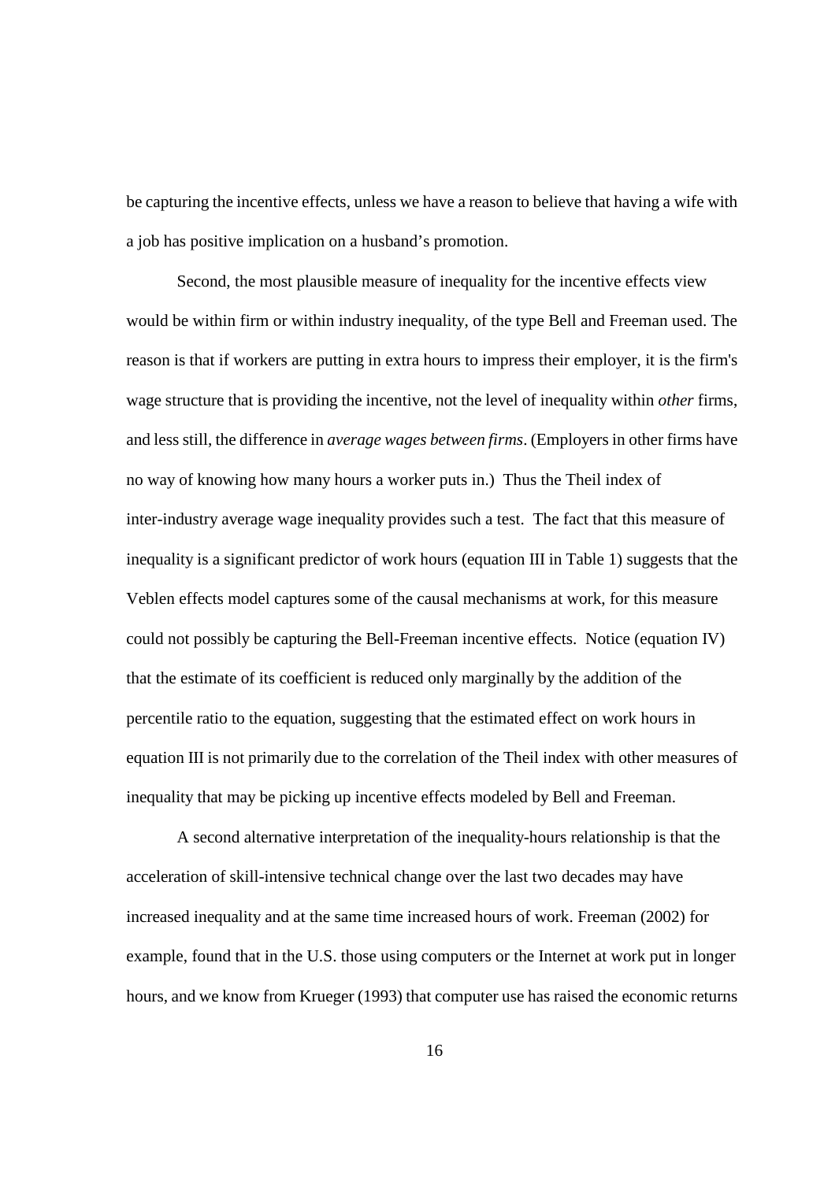be capturing the incentive effects, unless we have a reason to believe that having a wife with a job has positive implication on a husband's promotion.

Second, the most plausible measure of inequality for the incentive effects view would be within firm or within industry inequality, of the type Bell and Freeman used. The reason is that if workers are putting in extra hours to impress their employer, it is the firm's wage structure that is providing the incentive, not the level of inequality within *other* firms, and less still, the difference in *average wages between firms*. (Employers in other firms have no way of knowing how many hours a worker puts in.) Thus the Theil index of inter-industry average wage inequality provides such a test. The fact that this measure of inequality is a significant predictor of work hours (equation III in Table 1) suggests that the Veblen effects model captures some of the causal mechanisms at work, for this measure could not possibly be capturing the Bell-Freeman incentive effects. Notice (equation IV) that the estimate of its coefficient is reduced only marginally by the addition of the percentile ratio to the equation, suggesting that the estimated effect on work hours in equation III is not primarily due to the correlation of the Theil index with other measures of inequality that may be picking up incentive effects modeled by Bell and Freeman.

A second alternative interpretation of the inequality-hours relationship is that the acceleration of skill-intensive technical change over the last two decades may have increased inequality and at the same time increased hours of work. Freeman (2002) for example, found that in the U.S. those using computers or the Internet at work put in longer hours, and we know from Krueger (1993) that computer use has raised the economic returns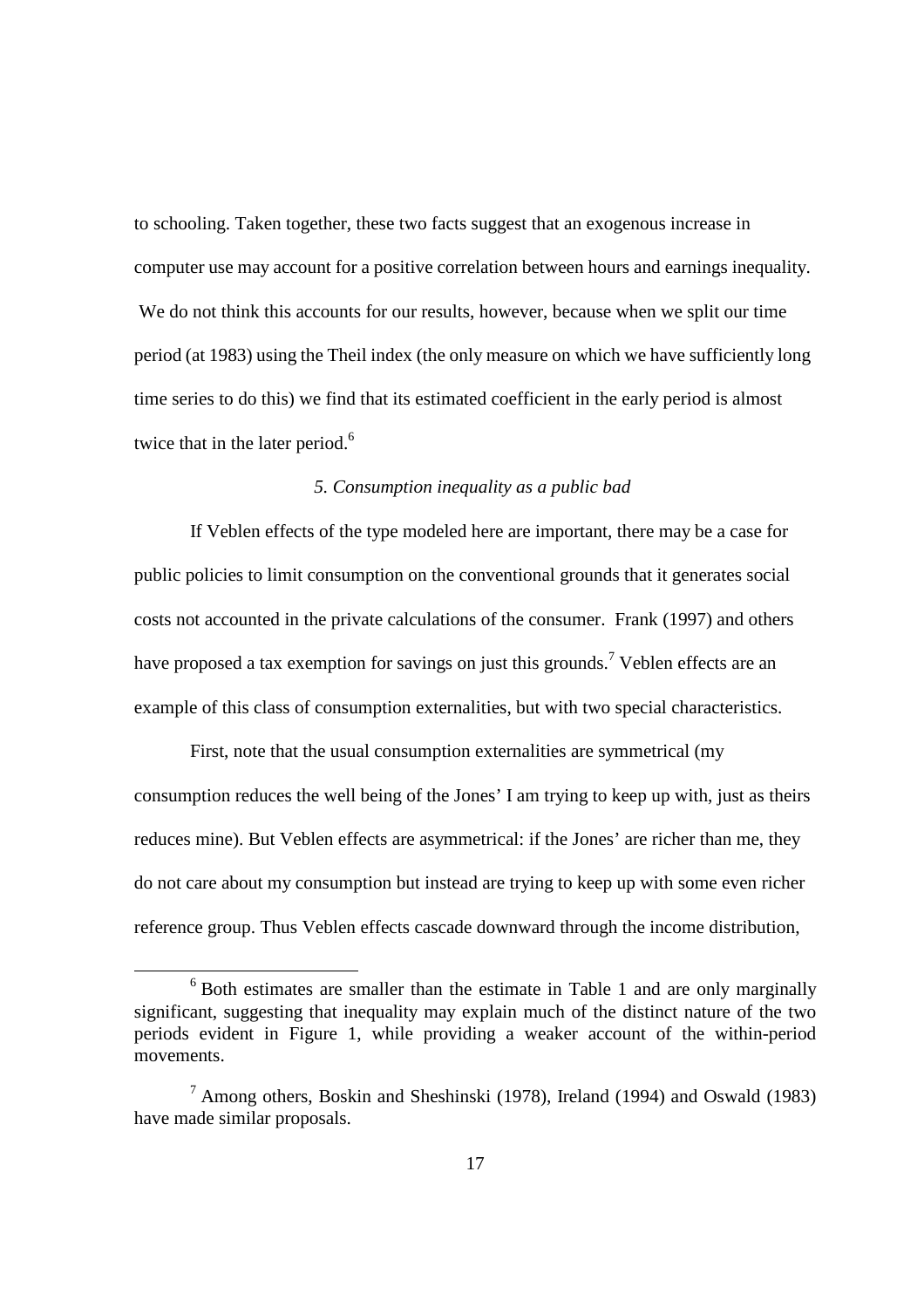to schooling. Taken together, these two facts suggest that an exogenous increase in computer use may account for a positive correlation between hours and earnings inequality. We do not think this accounts for our results, however, because when we split our time period (at 1983) using the Theil index (the only measure on which we have sufficiently long time series to do this) we find that its estimated coefficient in the early period is almost twice that in the later period.[6]

*5. Consumption inequality as a public bad*

If Veblen effects of the type modeled here are important, there may be a case for public policies to limit consumption on the conventional grounds that it generates social costs not accounted in the private calculations of the consumer. Frank (1997) and others have proposed a tax exemption for savings on just this grounds.[7] Veblen effects are an example of this class of consumption externalities, but with two special characteristics.

First, note that the usual consumption externalities are symmetrical (my consumption reduces the well being of the Jones' I am trying to keep up with, just as theirs reduces mine). But Veblen effects are asymmetrical: if the Jones' are richer than me, they do not care about my consumption but instead are trying to keep up with some even richer reference group. Thus Veblen effects cascade downward through the income distribution,

[6] Both estimates are smaller than the estimate in Table 1 and are only marginally significant, suggesting that inequality may explain much of the distinct nature of the two periods evident in Figure 1, while providing a weaker account of the within-period movements.

[7] Among others, Boskin and Sheshinski (1978), Ireland (1994) and Oswald (1983) have made similar proposals.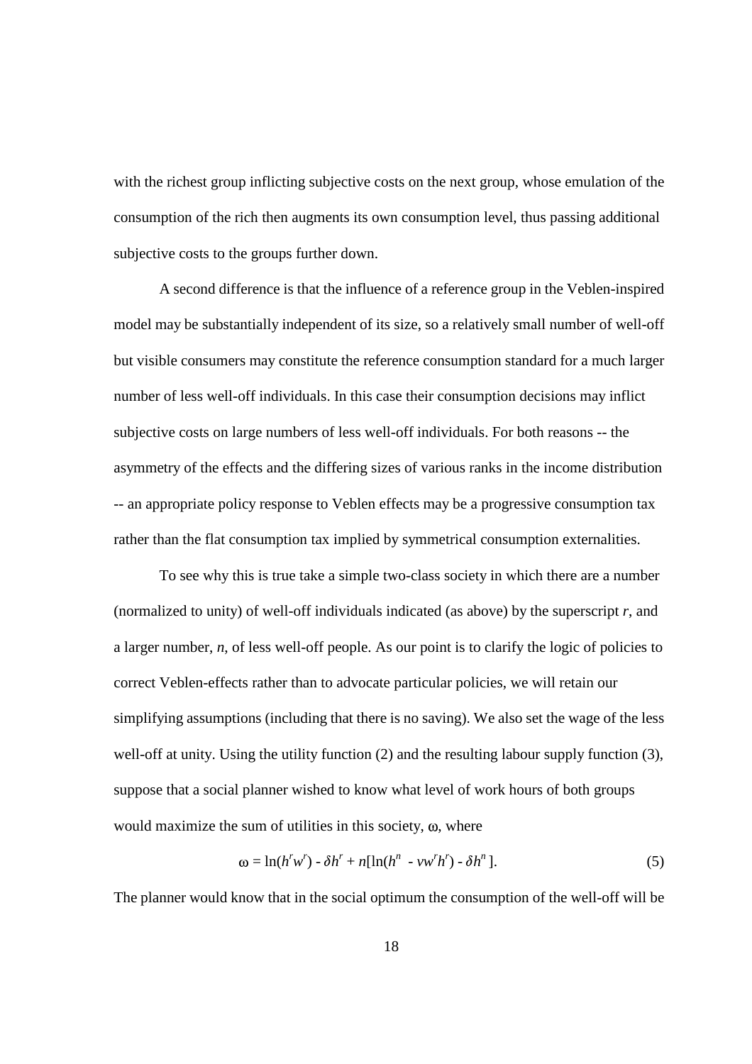with the richest group inflicting subjective costs on the next group, whose emulation of the consumption of the rich then augments its own consumption level, thus passing additional subjective costs to the groups further down.

A second difference is that the influence of a reference group in the Veblen-inspired model may be substantially independent of its size, so a relatively small number of well-off but visible consumers may constitute the reference consumption standard for a much larger number of less well-off individuals. In this case their consumption decisions may inflict subjective costs on large numbers of less well-off individuals. For both reasons -- the asymmetry of the effects and the differing sizes of various ranks in the income distribution -- an appropriate policy response to Veblen effects may be a progressive consumption tax rather than the flat consumption tax implied by symmetrical consumption externalities.

To see why this is true take a simple two-class society in which there are a number (normalized to unity) of well-off individuals indicated (as above) by the superscript $r$, and a larger number, $n$, of less well-off people. As our point is to clarify the logic of policies to correct Veblen-effects rather than to advocate particular policies, we will retain our simplifying assumptions (including that there is no saving). We also set the wage of the less well-off at unity. Using the utility function (2) and the resulting labour supply function (3), suppose that a social planner wished to know what level of work hours of both groups would maximize the sum of utilities in this society, $\omega$, where

$$\omega = \ln(h^r w^r) - \delta h^r + n[\ln(h^n - v w^r h^r) - \delta h^n]. \tag{5}$$

The planner would know that in the social optimum the consumption of the well-off will be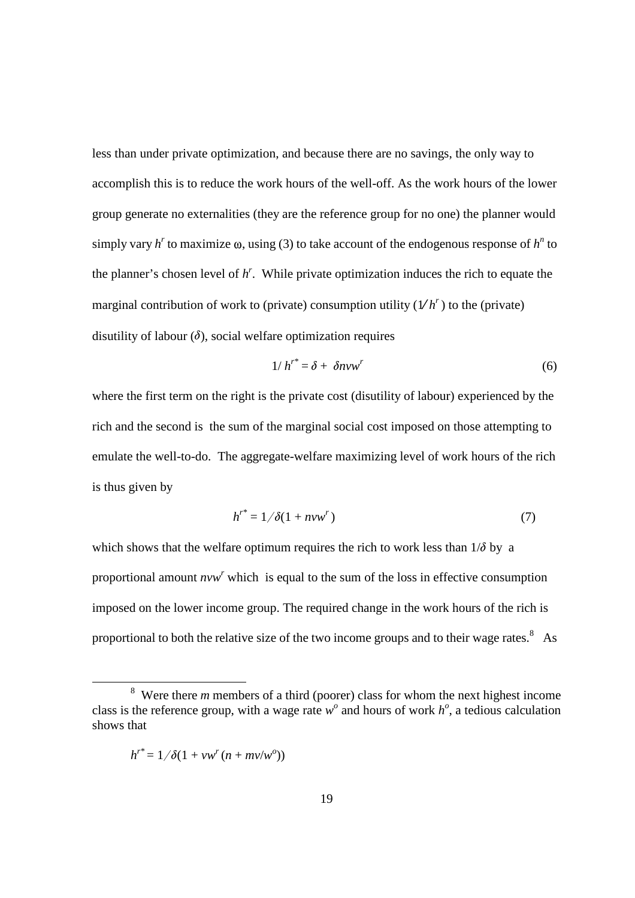less than under private optimization, and because there are no savings, the only way to accomplish this is to reduce the work hours of the well-off. As the work hours of the lower group generate no externalities (they are the reference group for no one) the planner would simply vary $h^r$ to maximize ω, using (3) to take account of the endogenous response of $h^n$ to the planner's chosen level of $h^r$. While private optimization induces the rich to equate the marginal contribution of work to (private) consumption utility ($1/h^r$) to the (private) disutility of labour ($\delta$), social welfare optimization requires

$$1/\,h^{r*} = \delta + \delta n v w^r \tag{6}$$

where the first term on the right is the private cost (disutility of labour) experienced by the rich and the second is the sum of the marginal social cost imposed on those attempting to emulate the well-to-do. The aggregate-welfare maximizing level of work hours of the rich is thus given by

$$h^{r*} = 1/\delta(1 + n v w^r) \tag{7}$$

which shows that the welfare optimum requires the rich to work less than $1/\delta$ by a proportional amount $nvw^r$ which is equal to the sum of the loss in effective consumption imposed on the lower income group. The required change in the work hours of the rich is proportional to both the relative size of the two income groups and to their wage rates.[8] As

[8] Were there $m$ members of a third (poorer) class for whom the next highest income class is the reference group, with a wage rate $w^o$ and hours of work $h^o$, a tedious calculation shows that

$$h^{r*} = 1/\delta(1 + v w^r (n + m v / w^o))$$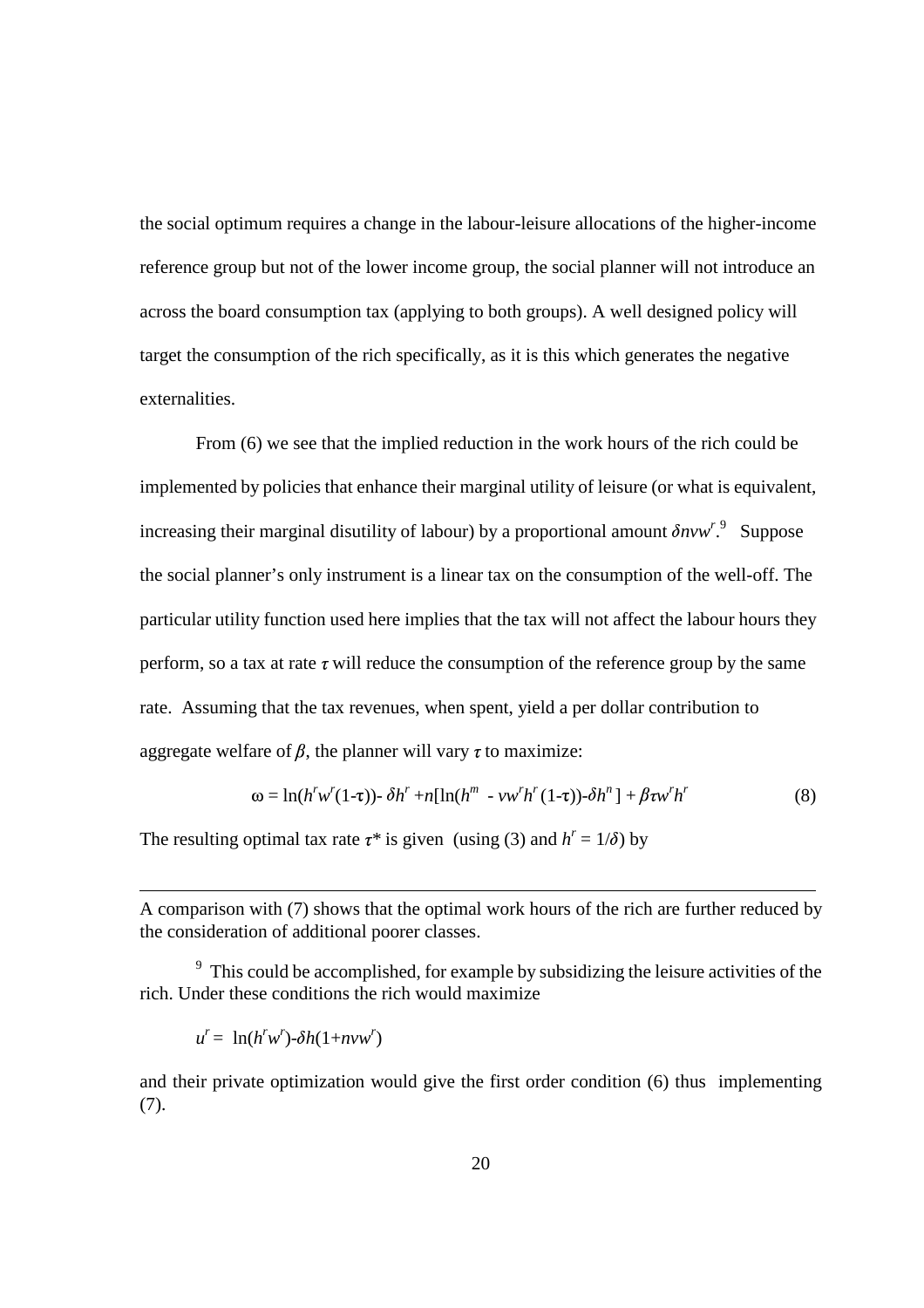the social optimum requires a change in the labour-leisure allocations of the higher-income reference group but not of the lower income group, the social planner will not introduce an across the board consumption tax (applying to both groups). A well designed policy will target the consumption of the rich specifically, as it is this which generates the negative externalities.

From (6) we see that the implied reduction in the work hours of the rich could be implemented by policies that enhance their marginal utility of leisure (or what is equivalent, increasing their marginal disutility of labour) by a proportional amount $\delta nvw^r$.[9] Suppose the social planner's only instrument is a linear tax on the consumption of the well-off. The particular utility function used here implies that the tax will not affect the labour hours they perform, so a tax at rate $\tau$ will reduce the consumption of the reference group by the same rate. Assuming that the tax revenues, when spent, yield a per dollar contribution to aggregate welfare of $\beta$, the planner will vary $\tau$ to maximize:

$$\omega = \ln(h^r w^r(1\text{-}\tau)) \text{-} \delta h^r + n[\ln(h^m - vw^r h^r(1\text{-}\tau)) \text{-} \delta h^n] + \beta\tau w^r h^r \tag{8}$$

The resulting optimal tax rate $\tau^*$ is given (using (3) and $h^r = 1/\delta$) by

---

A comparison with (7) shows that the optimal work hours of the rich are further reduced by the consideration of additional poorer classes.

[9] This could be accomplished, for example by subsidizing the leisure activities of the rich. Under these conditions the rich would maximize

$$u^r = \ln(h^r w^r) \text{-} \delta h(1 + nvw^r)$$

and their private optimization would give the first order condition (6) thus implementing (7).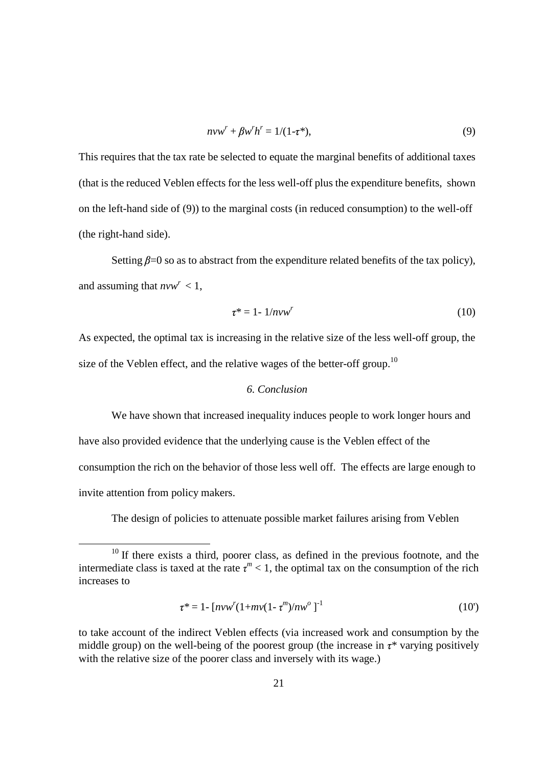$$nvw^r + \beta w^r h^r = 1/(1-\tau^*), \tag{9}$$

This requires that the tax rate be selected to equate the marginal benefits of additional taxes (that is the reduced Veblen effects for the less well-off plus the expenditure benefits, shown on the left-hand side of (9)) to the marginal costs (in reduced consumption) to the well-off (the right-hand side).

Setting $\beta$=0 so as to abstract from the expenditure related benefits of the tax policy), and assuming that $nvw^r < 1$,

$$\tau^* = 1- 1/nvw^r \tag{10}$$

As expected, the optimal tax is increasing in the relative size of the less well-off group, the size of the Veblen effect, and the relative wages of the better-off group.[10]

## *6. Conclusion*

We have shown that increased inequality induces people to work longer hours and have also provided evidence that the underlying cause is the Veblen effect of the consumption the rich on the behavior of those less well off. The effects are large enough to invite attention from policy makers.

The design of policies to attenuate possible market failures arising from Veblen

---

[10] If there exists a third, poorer class, as defined in the previous footnote, and the intermediate class is taxed at the rate $\tau^m < 1$, the optimal tax on the consumption of the rich increases to

$$\tau^* = 1- [nvw^r(1+mv(1- \tau^m)/nw^o\,]^{-1} \tag{10'}$$

to take account of the indirect Veblen effects (via increased work and consumption by the middle group) on the well-being of the poorest group (the increase in $\tau^*$ varying positively with the relative size of the poorer class and inversely with its wage.)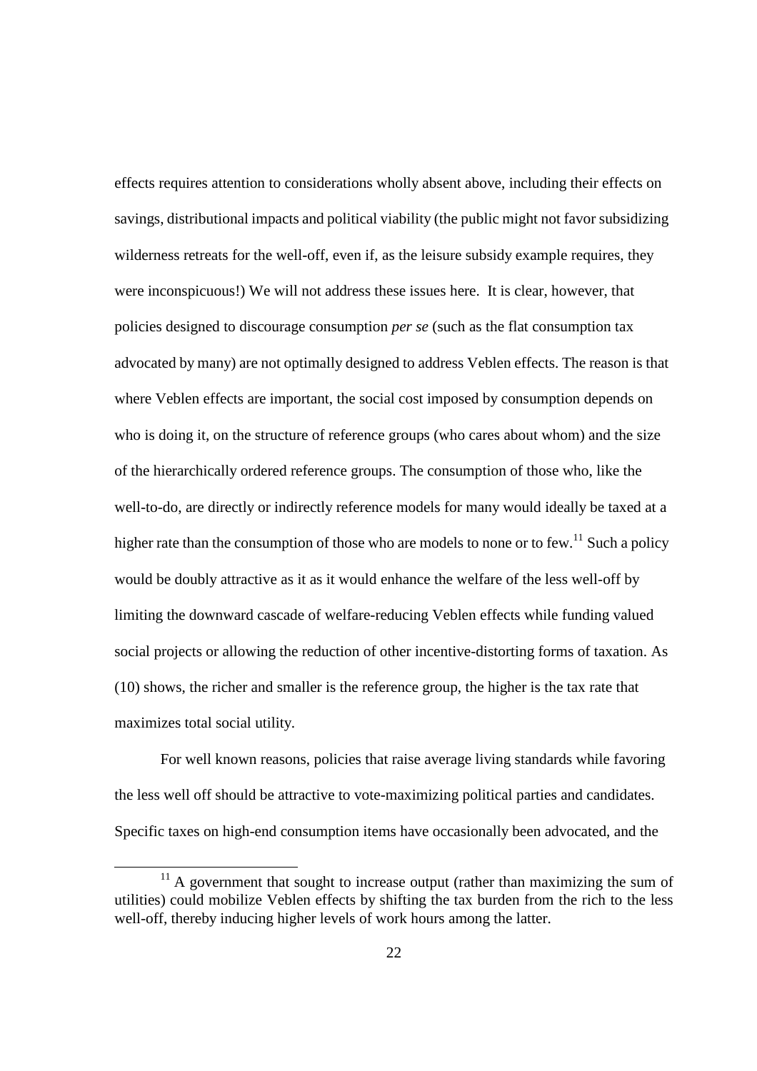effects requires attention to considerations wholly absent above, including their effects on savings, distributional impacts and political viability (the public might not favor subsidizing wilderness retreats for the well-off, even if, as the leisure subsidy example requires, they were inconspicuous!) We will not address these issues here. It is clear, however, that policies designed to discourage consumption *per se* (such as the flat consumption tax advocated by many) are not optimally designed to address Veblen effects. The reason is that where Veblen effects are important, the social cost imposed by consumption depends on who is doing it, on the structure of reference groups (who cares about whom) and the size of the hierarchically ordered reference groups. The consumption of those who, like the well-to-do, are directly or indirectly reference models for many would ideally be taxed at a higher rate than the consumption of those who are models to none or to few.[11] Such a policy would be doubly attractive as it as it would enhance the welfare of the less well-off by limiting the downward cascade of welfare-reducing Veblen effects while funding valued social projects or allowing the reduction of other incentive-distorting forms of taxation. As (10) shows, the richer and smaller is the reference group, the higher is the tax rate that maximizes total social utility.

For well known reasons, policies that raise average living standards while favoring the less well off should be attractive to vote-maximizing political parties and candidates. Specific taxes on high-end consumption items have occasionally been advocated, and the

[11] A government that sought to increase output (rather than maximizing the sum of utilities) could mobilize Veblen effects by shifting the tax burden from the rich to the less well-off, thereby inducing higher levels of work hours among the latter.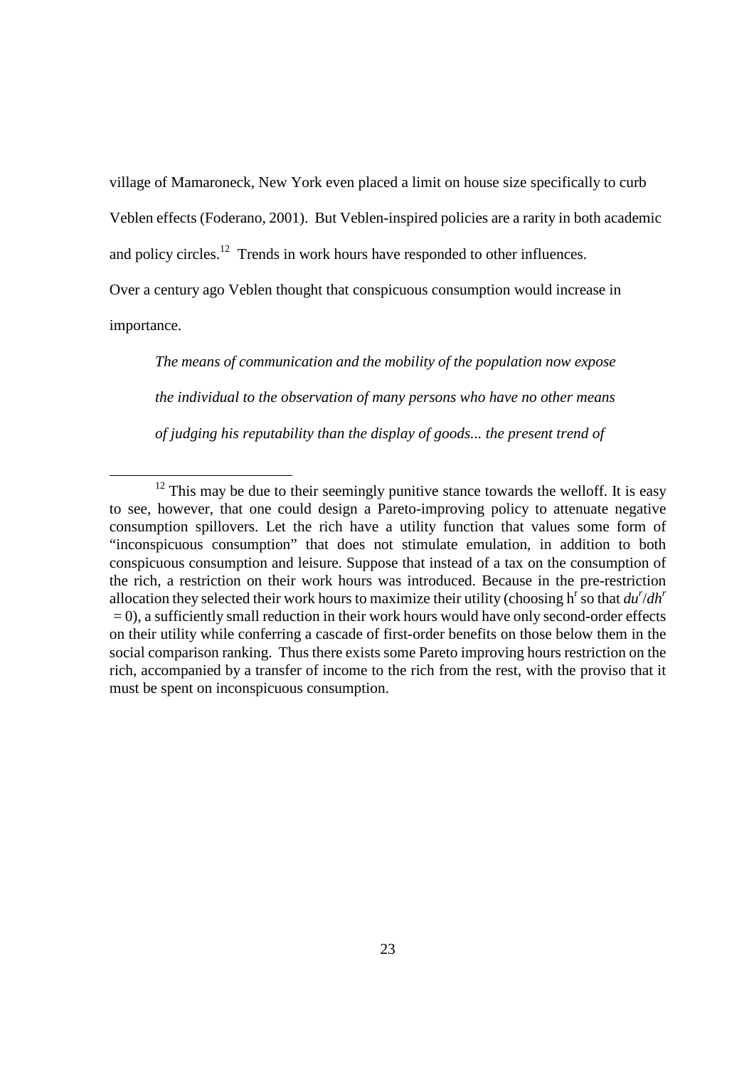village of Mamaroneck, New York even placed a limit on house size specifically to curb Veblen effects (Foderano, 2001). But Veblen-inspired policies are a rarity in both academic and policy circles.[12] Trends in work hours have responded to other influences.

Over a century ago Veblen thought that conspicuous consumption would increase in importance.

> *The means of communication and the mobility of the population now expose the individual to the observation of many persons who have no other means of judging his reputability than the display of goods... the present trend of*

---

[12] This may be due to their seemingly punitive stance towards the welloff. It is easy to see, however, that one could design a Pareto-improving policy to attenuate negative consumption spillovers. Let the rich have a utility function that values some form of "inconspicuous consumption" that does not stimulate emulation, in addition to both conspicuous consumption and leisure. Suppose that instead of a tax on the consumption of the rich, a restriction on their work hours was introduced. Because in the pre-restriction allocation they selected their work hours to maximize their utility (choosing $h^r$ so that $du^r/dh^r = 0$), a sufficiently small reduction in their work hours would have only second-order effects on their utility while conferring a cascade of first-order benefits on those below them in the social comparison ranking. Thus there exists some Pareto improving hours restriction on the rich, accompanied by a transfer of income to the rich from the rest, with the proviso that it must be spent on inconspicuous consumption.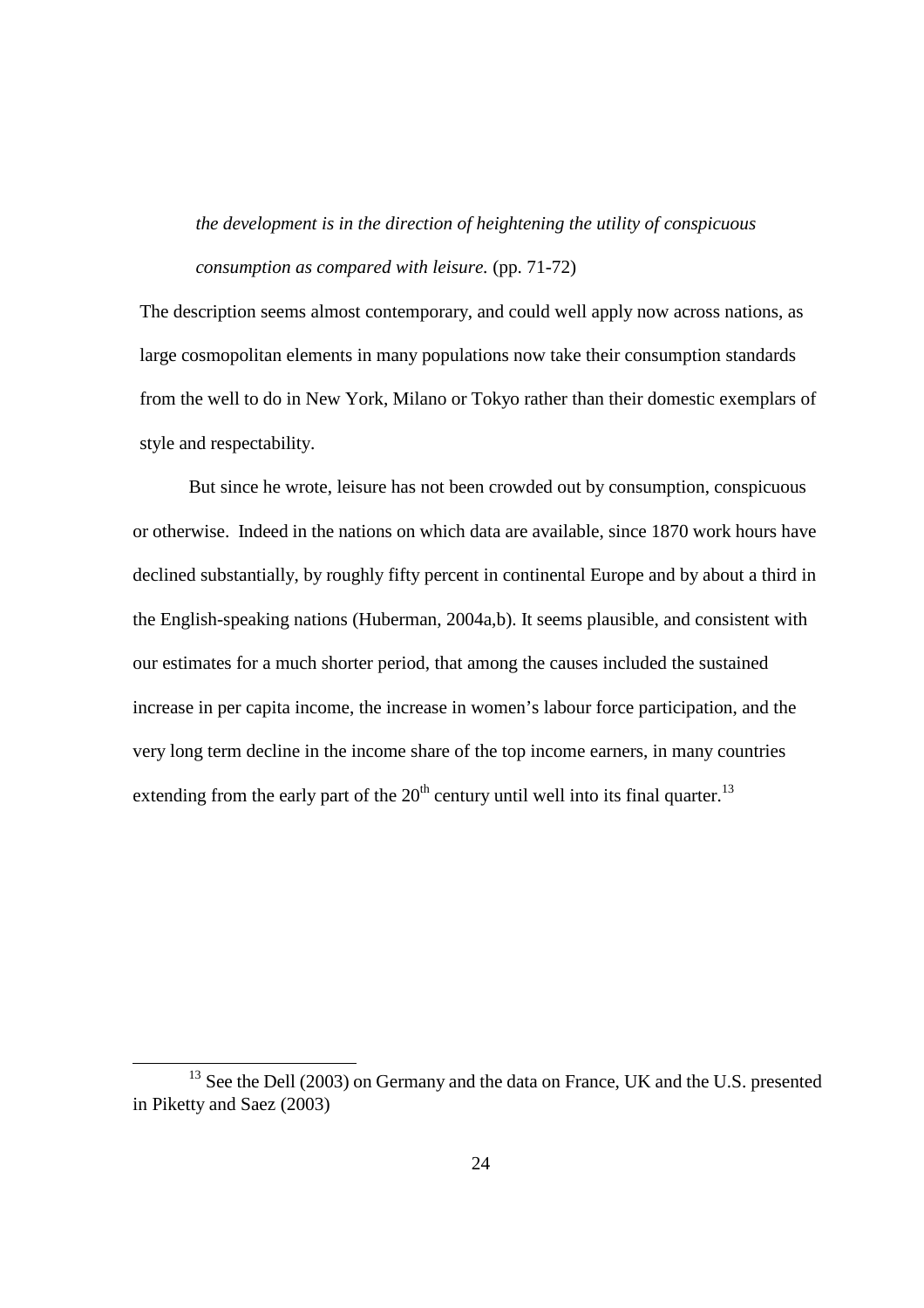> *the development is in the direction of heightening the utility of conspicuous consumption as compared with leisure.* (pp. 71-72)

The description seems almost contemporary, and could well apply now across nations, as large cosmopolitan elements in many populations now take their consumption standards from the well to do in New York, Milano or Tokyo rather than their domestic exemplars of style and respectability.

But since he wrote, leisure has not been crowded out by consumption, conspicuous or otherwise. Indeed in the nations on which data are available, since 1870 work hours have declined substantially, by roughly fifty percent in continental Europe and by about a third in the English-speaking nations (Huberman, 2004a,b). It seems plausible, and consistent with our estimates for a much shorter period, that among the causes included the sustained increase in per capita income, the increase in women's labour force participation, and the very long term decline in the income share of the top income earners, in many countries extending from the early part of the 20th century until well into its final quarter.[13]

---

[13] See the Dell (2003) on Germany and the data on France, UK and the U.S. presented in Piketty and Saez (2003)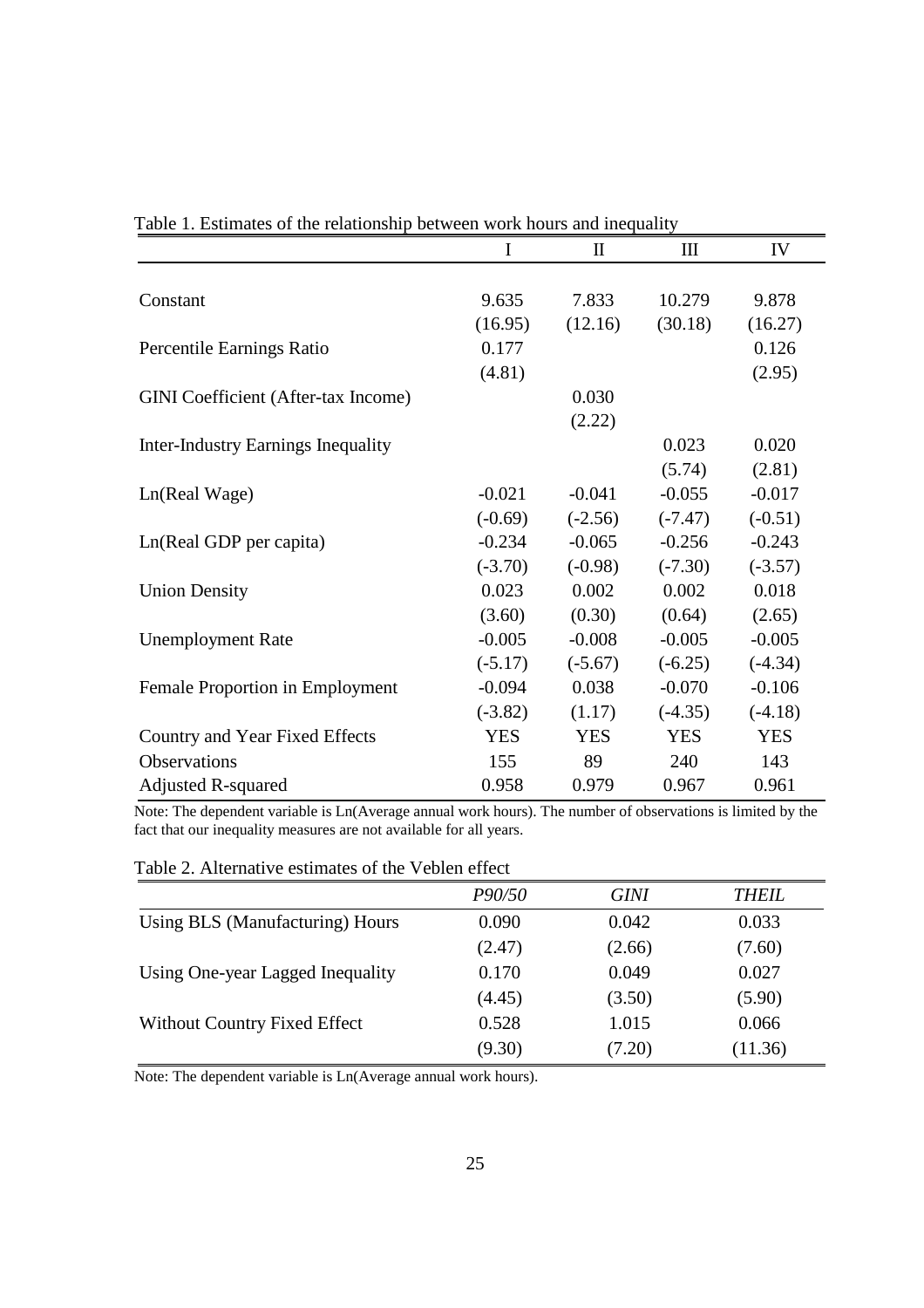Table 1. Estimates of the relationship between work hours and inequality

| | I | II | III | IV |
|---|---|---|---|---|
| Constant | 9.635 | 7.833 | 10.279 | 9.878 |
| | (16.95) | (12.16) | (30.18) | (16.27) |
| Percentile Earnings Ratio | 0.177 | | | 0.126 |
| | (4.81) | | | (2.95) |
| GINI Coefficient (After-tax Income) | | 0.030 | | |
| | | (2.22) | | |
| Inter-Industry Earnings Inequality | | | 0.023 | 0.020 |
| | | | (5.74) | (2.81) |
| Ln(Real Wage) | -0.021 | -0.041 | -0.055 | -0.017 |
| | (-0.69) | (-2.56) | (-7.47) | (-0.51) |
| Ln(Real GDP per capita) | -0.234 | -0.065 | -0.256 | -0.243 |
| | (-3.70) | (-0.98) | (-7.30) | (-3.57) |
| Union Density | 0.023 | 0.002 | 0.002 | 0.018 |
| | (3.60) | (0.30) | (0.64) | (2.65) |
| Unemployment Rate | -0.005 | -0.008 | -0.005 | -0.005 |
| | (-5.17) | (-5.67) | (-6.25) | (-4.34) |
| Female Proportion in Employment | -0.094 | 0.038 | -0.070 | -0.106 |
| | (-3.82) | (1.17) | (-4.35) | (-4.18) |
| Country and Year Fixed Effects | YES | YES | YES | YES |
| Observations | 155 | 89 | 240 | 143 |
| Adjusted R-squared | 0.958 | 0.979 | 0.967 | 0.961 |

Note: The dependent variable is Ln(Average annual work hours). The number of observations is limited by the fact that our inequality measures are not available for all years.

Table 2. Alternative estimates of the Veblen effect

| | *P90/50* | *GINI* | *THEIL* |
|---|---|---|---|
| Using BLS (Manufacturing) Hours | 0.090 | 0.042 | 0.033 |
| | (2.47) | (2.66) | (7.60) |
| Using One-year Lagged Inequality | 0.170 | 0.049 | 0.027 |
| | (4.45) | (3.50) | (5.90) |
| Without Country Fixed Effect | 0.528 | 1.015 | 0.066 |
| | (9.30) | (7.20) | (11.36) |

Note: The dependent variable is Ln(Average annual work hours).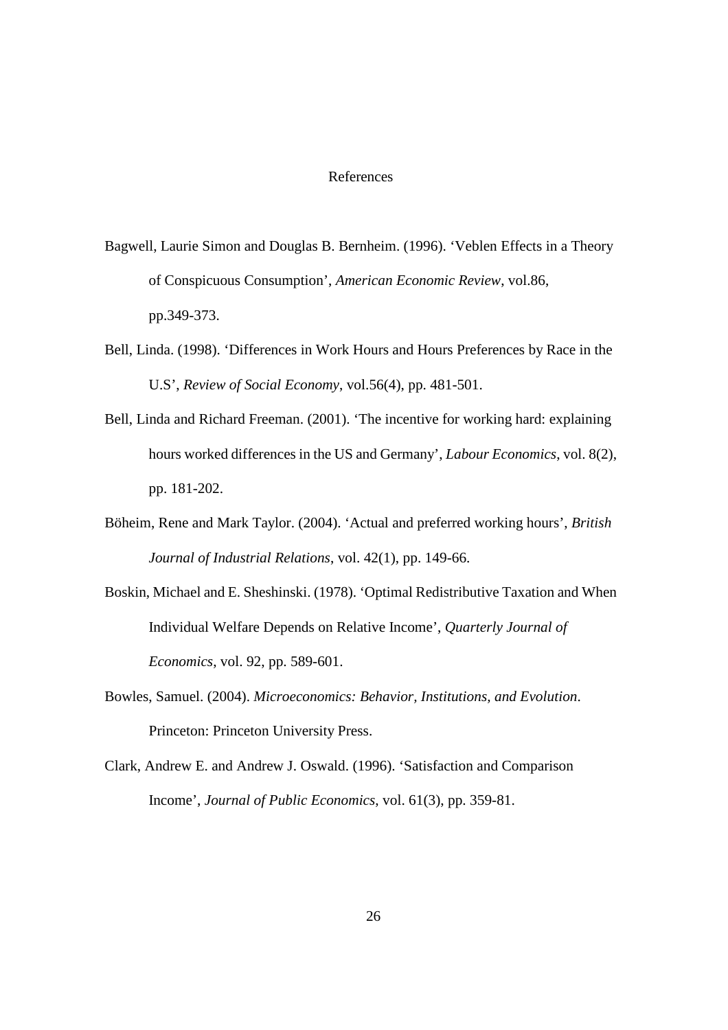# References

Bagwell, Laurie Simon and Douglas B. Bernheim. (1996). 'Veblen Effects in a Theory of Conspicuous Consumption', *American Economic Review*, vol.86, pp.349-373.

Bell, Linda. (1998). 'Differences in Work Hours and Hours Preferences by Race in the U.S', *Review of Social Economy*, vol.56(4), pp. 481-501.

Bell, Linda and Richard Freeman. (2001). 'The incentive for working hard: explaining hours worked differences in the US and Germany', *Labour Economics*, vol. 8(2), pp. 181-202.

Böheim, Rene and Mark Taylor. (2004). 'Actual and preferred working hours', *British Journal of Industrial Relations*, vol. 42(1), pp. 149-66.

Boskin, Michael and E. Sheshinski. (1978). 'Optimal Redistributive Taxation and When Individual Welfare Depends on Relative Income', *Quarterly Journal of Economics*, vol. 92, pp. 589-601.

Bowles, Samuel. (2004). *Microeconomics: Behavior, Institutions, and Evolution*. Princeton: Princeton University Press.

Clark, Andrew E. and Andrew J. Oswald. (1996). 'Satisfaction and Comparison Income', *Journal of Public Economics*, vol. 61(3), pp. 359-81.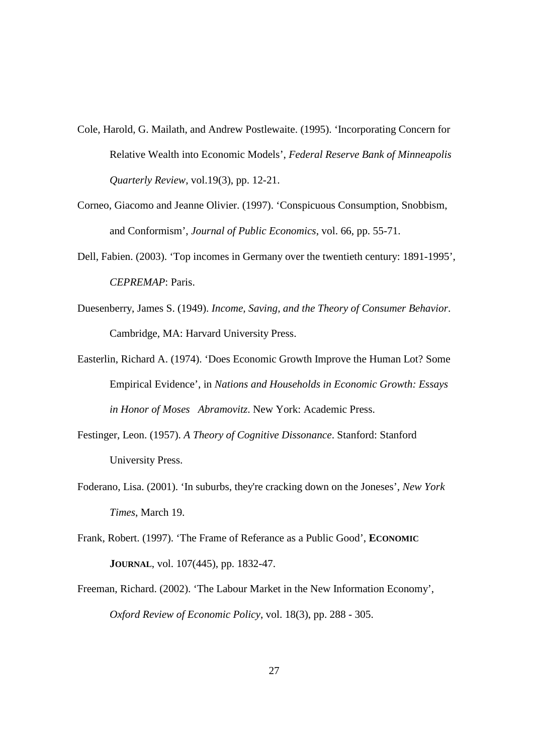Cole, Harold, G. Mailath, and Andrew Postlewaite. (1995). 'Incorporating Concern for Relative Wealth into Economic Models', *Federal Reserve Bank of Minneapolis Quarterly Review*, vol.19(3), pp. 12-21.

Corneo, Giacomo and Jeanne Olivier. (1997). 'Conspicuous Consumption, Snobbism, and Conformism', *Journal of Public Economics*, vol. 66, pp. 55-71.

Dell, Fabien. (2003). 'Top incomes in Germany over the twentieth century: 1891-1995', *CEPREMAP*: Paris.

Duesenberry, James S. (1949). *Income, Saving, and the Theory of Consumer Behavior*. Cambridge, MA: Harvard University Press.

Easterlin, Richard A. (1974). 'Does Economic Growth Improve the Human Lot? Some Empirical Evidence', in *Nations and Households in Economic Growth: Essays in Honor of Moses Abramovitz*. New York: Academic Press.

Festinger, Leon. (1957). *A Theory of Cognitive Dissonance*. Stanford: Stanford University Press.

Foderano, Lisa. (2001). 'In suburbs, they're cracking down on the Joneses', *New York Times*, March 19.

Frank, Robert. (1997). 'The Frame of Referance as a Public Good', **Economic Journal**, vol. 107(445), pp. 1832-47.

Freeman, Richard. (2002). 'The Labour Market in the New Information Economy', *Oxford Review of Economic Policy*, vol. 18(3), pp. 288 - 305.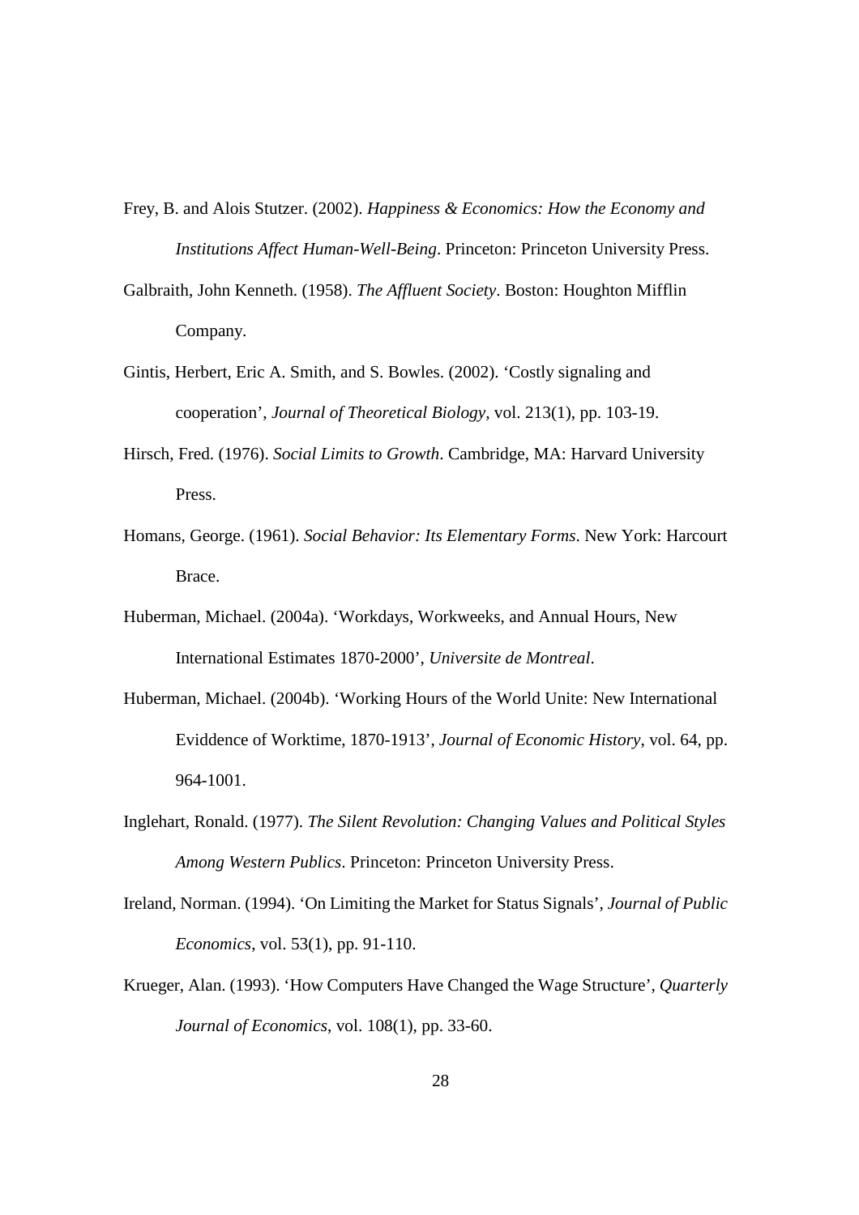Frey, B. and Alois Stutzer. (2002). *Happiness & Economics: How the Economy and Institutions Affect Human-Well-Being*. Princeton: Princeton University Press.

Galbraith, John Kenneth. (1958). *The Affluent Society*. Boston: Houghton Mifflin Company.

Gintis, Herbert, Eric A. Smith, and S. Bowles. (2002). 'Costly signaling and cooperation', *Journal of Theoretical Biology*, vol. 213(1), pp. 103-19.

Hirsch, Fred. (1976). *Social Limits to Growth*. Cambridge, MA: Harvard University Press.

Homans, George. (1961). *Social Behavior: Its Elementary Forms*. New York: Harcourt Brace.

Huberman, Michael. (2004a). 'Workdays, Workweeks, and Annual Hours, New International Estimates 1870-2000', *Universite de Montreal*.

Huberman, Michael. (2004b). 'Working Hours of the World Unite: New International Eviddence of Worktime, 1870-1913', *Journal of Economic History*, vol. 64, pp. 964-1001.

Inglehart, Ronald. (1977). *The Silent Revolution: Changing Values and Political Styles Among Western Publics*. Princeton: Princeton University Press.

Ireland, Norman. (1994). 'On Limiting the Market for Status Signals', *Journal of Public Economics*, vol. 53(1), pp. 91-110.

Krueger, Alan. (1993). 'How Computers Have Changed the Wage Structure', *Quarterly Journal of Economics*, vol. 108(1), pp. 33-60.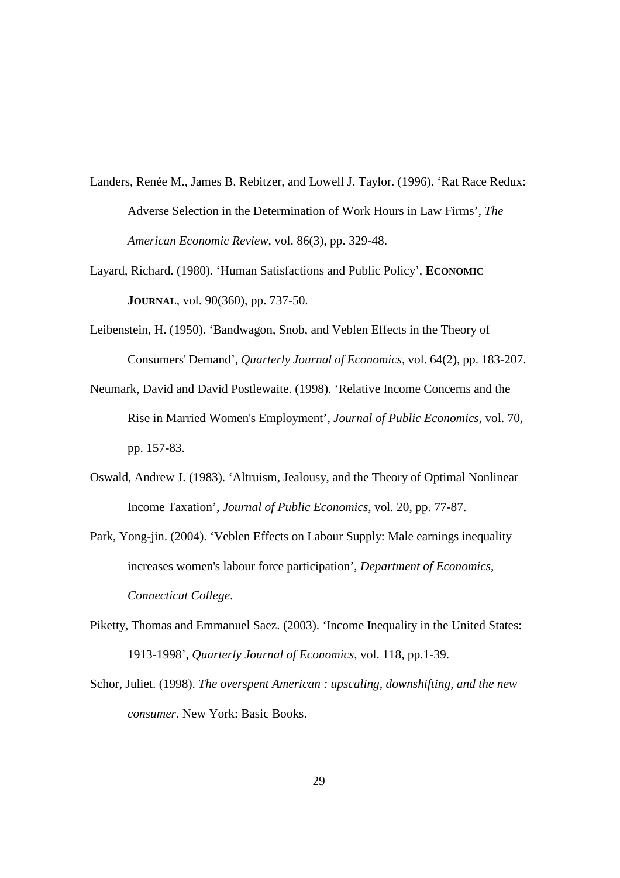Landers, Renée M., James B. Rebitzer, and Lowell J. Taylor. (1996). 'Rat Race Redux: Adverse Selection in the Determination of Work Hours in Law Firms', *The American Economic Review*, vol. 86(3), pp. 329-48.

Layard, Richard. (1980). 'Human Satisfactions and Public Policy', **ECONOMIC JOURNAL**, vol. 90(360), pp. 737-50.

Leibenstein, H. (1950). 'Bandwagon, Snob, and Veblen Effects in the Theory of Consumers' Demand', *Quarterly Journal of Economics*, vol. 64(2), pp. 183-207.

Neumark, David and David Postlewaite. (1998). 'Relative Income Concerns and the Rise in Married Women's Employment', *Journal of Public Economics*, vol. 70, pp. 157-83.

Oswald, Andrew J. (1983). 'Altruism, Jealousy, and the Theory of Optimal Nonlinear Income Taxation', *Journal of Public Economics*, vol. 20, pp. 77-87.

Park, Yong-jin. (2004). 'Veblen Effects on Labour Supply: Male earnings inequality increases women's labour force participation', *Department of Economics, Connecticut College*.

Piketty, Thomas and Emmanuel Saez. (2003). 'Income Inequality in the United States: 1913-1998', *Quarterly Journal of Economics*, vol. 118, pp.1-39.

Schor, Juliet. (1998). *The overspent American : upscaling, downshifting, and the new consumer*. New York: Basic Books.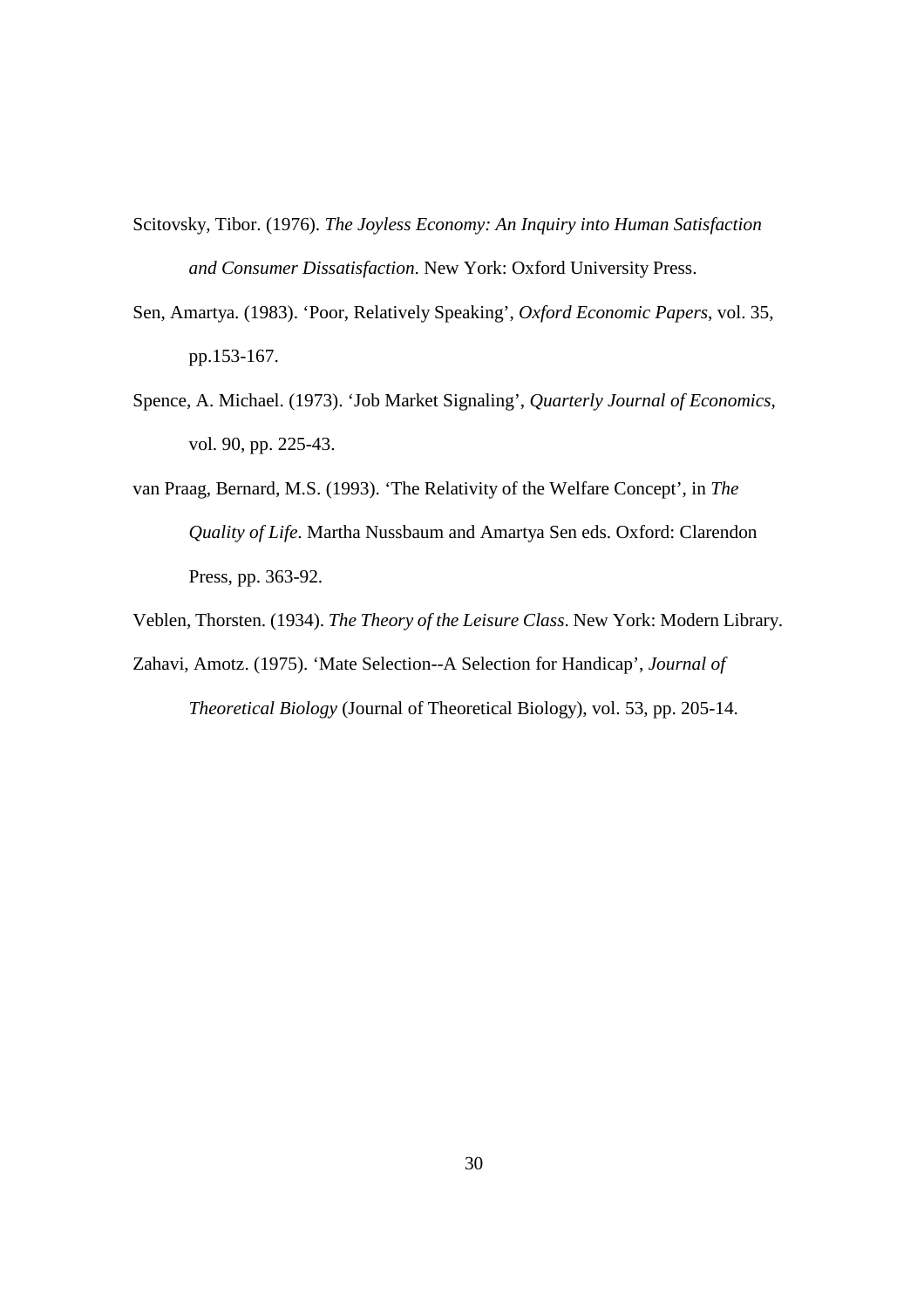Scitovsky, Tibor. (1976). *The Joyless Economy: An Inquiry into Human Satisfaction and Consumer Dissatisfaction*. New York: Oxford University Press.

Sen, Amartya. (1983). 'Poor, Relatively Speaking', *Oxford Economic Papers*, vol. 35, pp.153-167.

Spence, A. Michael. (1973). 'Job Market Signaling', *Quarterly Journal of Economics*, vol. 90, pp. 225-43.

van Praag, Bernard, M.S. (1993). 'The Relativity of the Welfare Concept', in *The Quality of Life*. Martha Nussbaum and Amartya Sen eds. Oxford: Clarendon Press, pp. 363-92.

Veblen, Thorsten. (1934). *The Theory of the Leisure Class*. New York: Modern Library.

Zahavi, Amotz. (1975). 'Mate Selection--A Selection for Handicap', *Journal of Theoretical Biology* (Journal of Theoretical Biology), vol. 53, pp. 205-14.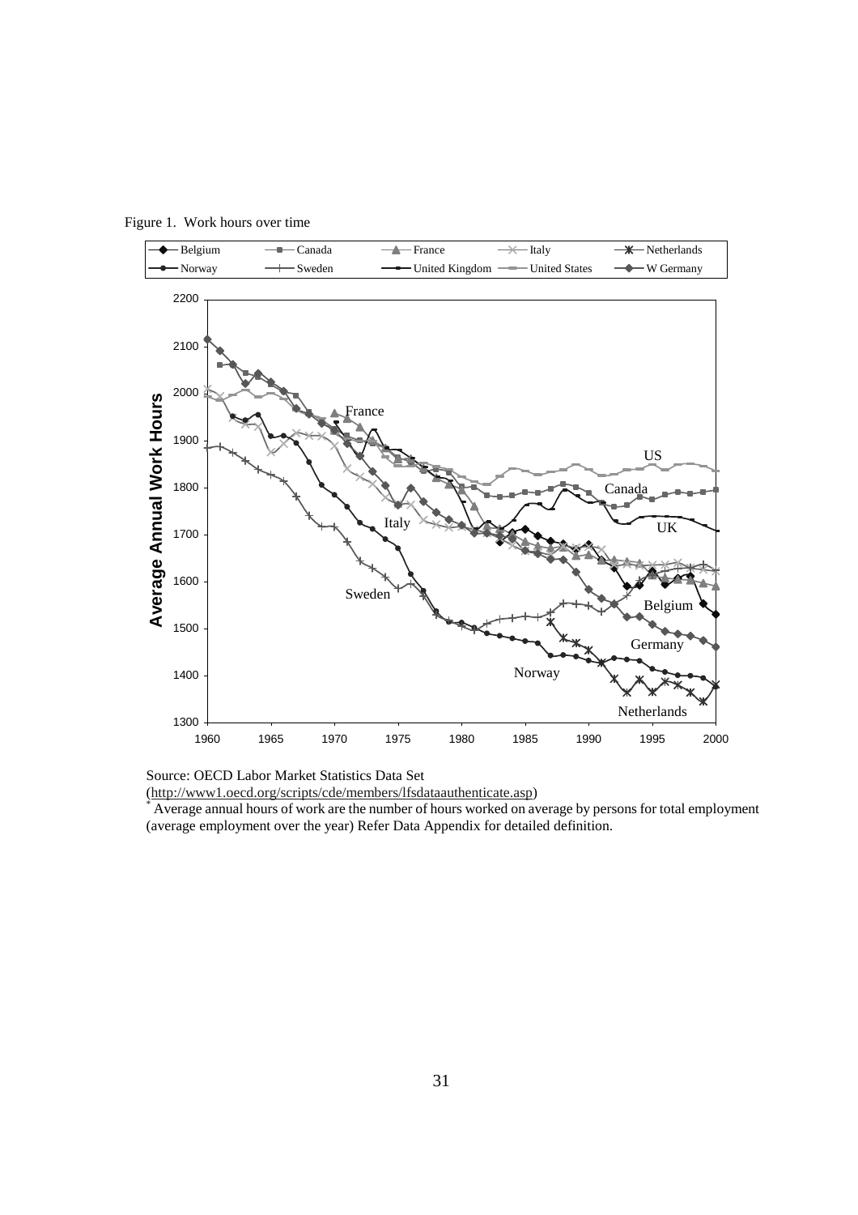Figure 1. Work hours over time

Source: OECD Labor Market Statistics Data Set
(http://www1.oecd.org/scripts/cde/members/lfsdataauthenticate.asp)

[*] Average annual hours of work are the number of hours worked on average by persons for total employment (average employment over the year) Refer Data Appendix for detailed definition.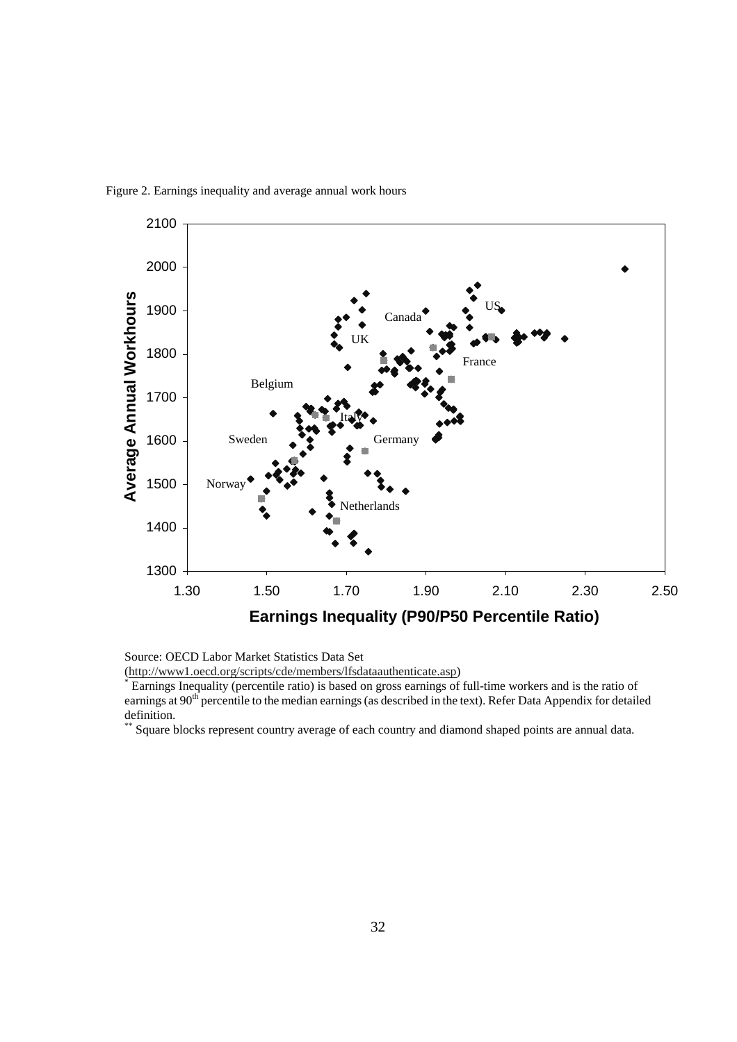Figure 2. Earnings inequality and average annual work hours

Average Annual Workhours

2100
2000
1900
1800
1700
1600
1500
1400
1300

1.30
1.50
1.70
1.90
2.10
2.30
2.50

Earnings Inequality (P90/P50 Percentile Ratio)

US
Canada
UK
France
Belgium
Italy
Sweden
Germany
Norway
Netherlands

Source: OECD Labor Market Statistics Data Set
(http://www1.oecd.org/scripts/cde/members/lfsdataauthenticate.asp)

[*] Earnings Inequality (percentile ratio) is based on gross earnings of full-time workers and is the ratio of earnings at 90[th] percentile to the median earnings (as described in the text). Refer Data Appendix for detailed definition.

[**] Square blocks represent country average of each country and diamond shaped points are annual data.